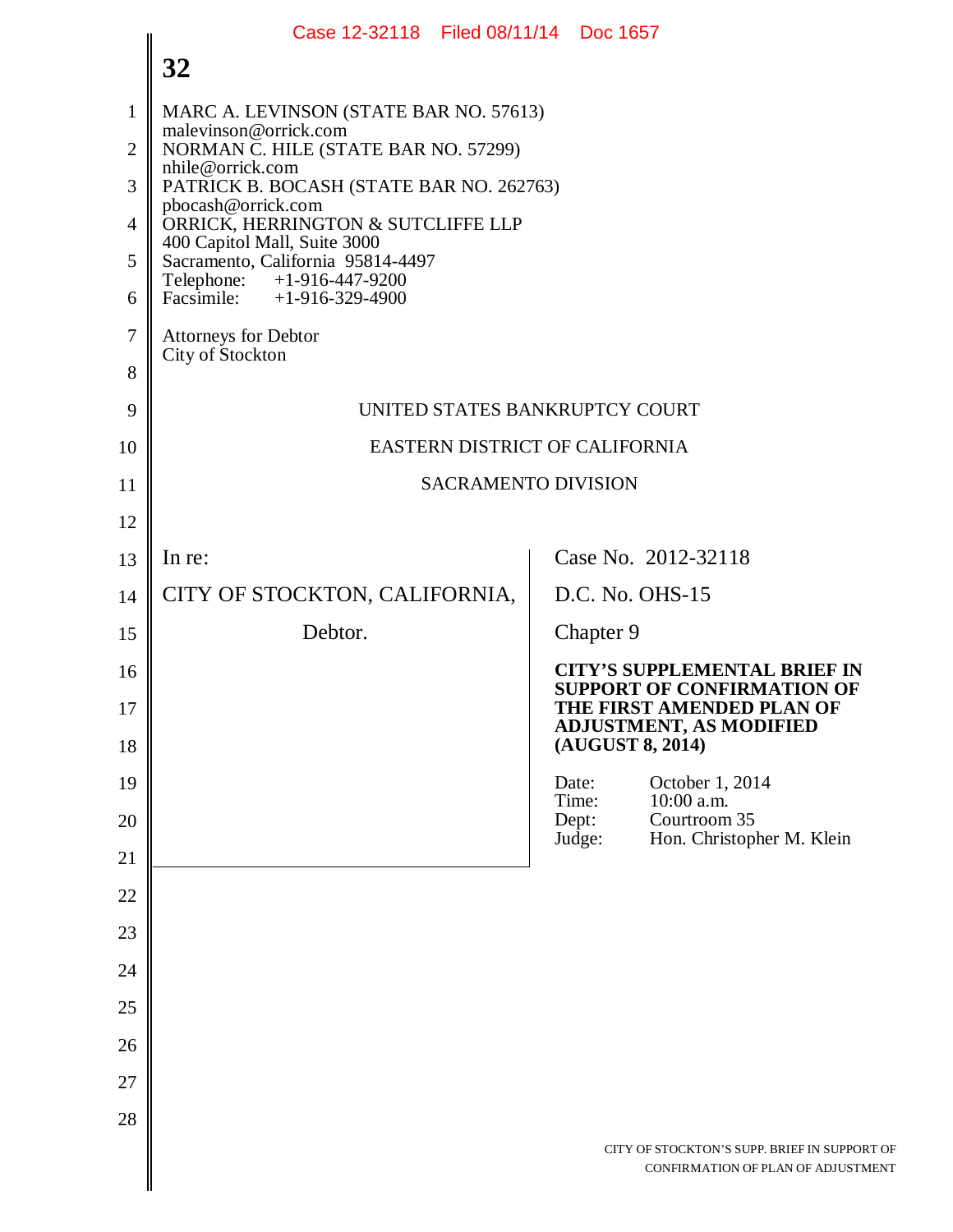MARC A. LEVINSON (STATE BAR NO. 57613)
malevinson@orrick.com
NORMAN C. HILE (STATE BAR NO. 57299)
nhile@orrick.com
PATRICK B. BOCASH (STATE BAR NO. 262763)
pbocash@orrick.com
ORRICK, HERRINGTON & SUTCLIFFE LLP
400 Capitol Mall, Suite 3000
Sacramento, California 95814-4497
Telephone: +1-916-447-9200
Facsimile: +1-916-329-4900

Attorneys for Debtor
City of Stockton

UNITED STATES BANKRUPTCY COURT

EASTERN DISTRICT OF CALIFORNIA

SACRAMENTO DIVISION

| | |
|---|---|
| In re:<br><br>CITY OF STOCKTON, CALIFORNIA,<br><br>Debtor. | Case No. 2012-32118<br><br>D.C. No. OHS-15<br><br>Chapter 9<br><br>**CITY'S SUPPLEMENTAL BRIEF IN SUPPORT OF CONFIRMATION OF THE FIRST AMENDED PLAN OF ADJUSTMENT, AS MODIFIED (AUGUST 8, 2014)**<br><br>Date: October 1, 2014<br>Time: 10:00 a.m.<br>Dept: Courtroom 35<br>Judge: Hon. Christopher M. Klein |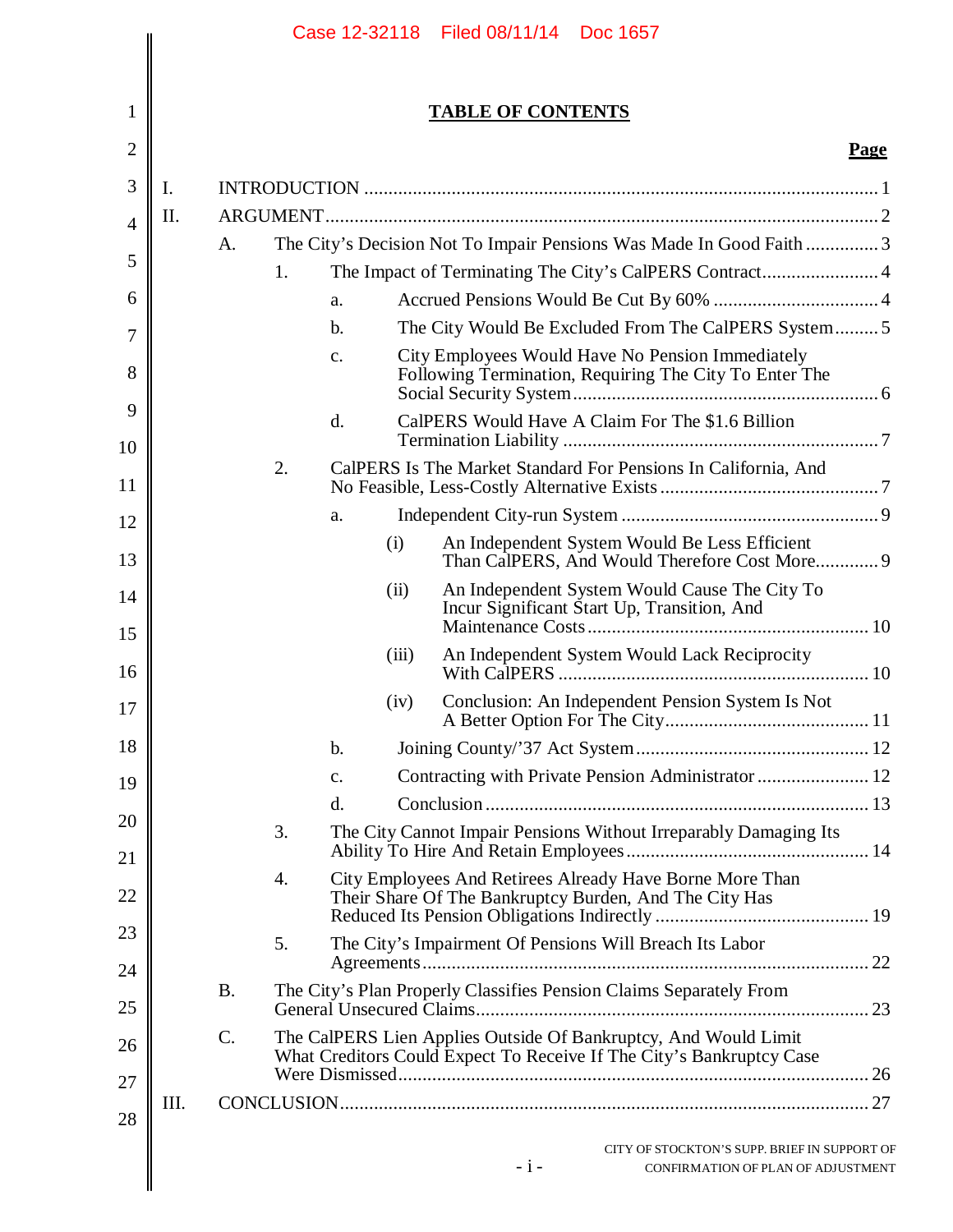# TABLE OF CONTENTS

**Page**

I. INTRODUCTION ..... 1

II. ARGUMENT ..... 2

- A. The City's Decision Not To Impair Pensions Was Made In Good Faith ..... 3
  - 1. The Impact of Terminating The City's CalPERS Contract ..... 4
    - a. Accrued Pensions Would Be Cut By 60% ..... 4
    - b. The City Would Be Excluded From The CalPERS System ..... 5
    - c. City Employees Would Have No Pension Immediately Following Termination, Requiring The City To Enter The Social Security System ..... 6
    - d. CalPERS Would Have A Claim For The $1.6 Billion Termination Liability ..... 7
  - 2. CalPERS Is The Market Standard For Pensions In California, And No Feasible, Less-Costly Alternative Exists ..... 7
    - a. Independent City-run System ..... 9
      - (i) An Independent System Would Be Less Efficient Than CalPERS, And Would Therefore Cost More ..... 9
      - (ii) An Independent System Would Cause The City To Incur Significant Start Up, Transition, And Maintenance Costs ..... 10
      - (iii) An Independent System Would Lack Reciprocity With CalPERS ..... 10
      - (iv) Conclusion: An Independent Pension System Is Not A Better Option For The City ..... 11
    - b. Joining County/'37 Act System ..... 12
    - c. Contracting with Private Pension Administrator ..... 12
    - d. Conclusion ..... 13
  - 3. The City Cannot Impair Pensions Without Irreparably Damaging Its Ability To Hire And Retain Employees ..... 14
  - 4. City Employees And Retirees Already Have Borne More Than Their Share Of The Bankruptcy Burden, And The City Has Reduced Its Pension Obligations Indirectly ..... 19
  - 5. The City's Impairment Of Pensions Will Breach Its Labor Agreements ..... 22
- B. The City's Plan Properly Classifies Pension Claims Separately From General Unsecured Claims ..... 23
- C. The CalPERS Lien Applies Outside Of Bankruptcy, And Would Limit What Creditors Could Expect To Receive If The City's Bankruptcy Case Were Dismissed ..... 26

III. CONCLUSION ..... 27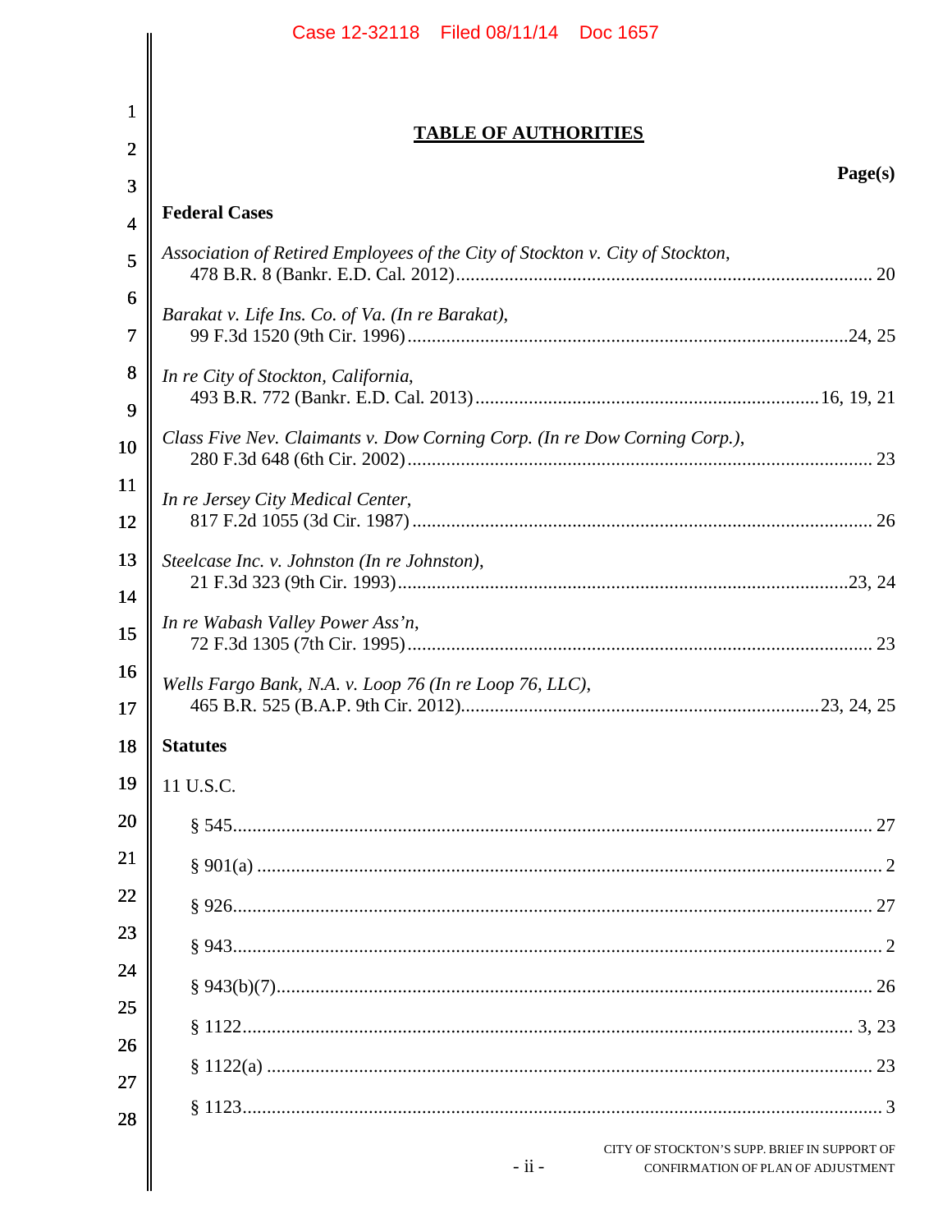# TABLE OF AUTHORITIES

**Page(s)**

**Federal Cases**

*Association of Retired Employees of the City of Stockton v. City of Stockton*, 478 B.R. 8 (Bankr. E.D. Cal. 2012) ........ 20

*Barakat v. Life Ins. Co. of Va. (In re Barakat)*, 99 F.3d 1520 (9th Cir. 1996) ........ 24, 25

*In re City of Stockton, California*, 493 B.R. 772 (Bankr. E.D. Cal. 2013) ........ 16, 19, 21

*Class Five Nev. Claimants v. Dow Corning Corp. (In re Dow Corning Corp.)*, 280 F.3d 648 (6th Cir. 2002) ........ 23

*In re Jersey City Medical Center*, 817 F.2d 1055 (3d Cir. 1987) ........ 26

*Steelcase Inc. v. Johnston (In re Johnston)*, 21 F.3d 323 (9th Cir. 1993) ........ 23, 24

*In re Wabash Valley Power Ass'n*, 72 F.3d 1305 (7th Cir. 1995) ........ 23

*Wells Fargo Bank, N.A. v. Loop 76 (In re Loop 76, LLC)*, 465 B.R. 525 (B.A.P. 9th Cir. 2012) ........ 23, 24, 25

**Statutes**

11 U.S.C.

§ 545 ........ 27

§ 901(a) ........ 2

§ 926 ........ 27

§ 943 ........ 2

§ 943(b)(7) ........ 26

§ 1122 ........ 3, 23

§ 1122(a) ........ 23

§ 1123 ........ 3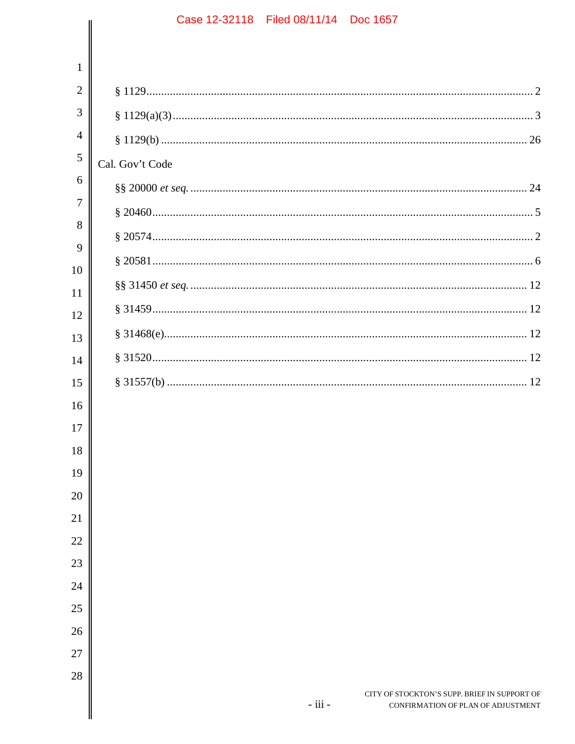§ 1129 .................................................................................................................. 2

§ 1129(a)(3) .......................................................................................................... 3

§ 1129(b) .............................................................................................................. 26

Cal. Gov't Code

§§ 20000 *et seq.* .................................................................................................. 24

§ 20460 ................................................................................................................. 5

§ 20574 ................................................................................................................. 2

§ 20581 ................................................................................................................. 6

§§ 31450 *et seq.* .................................................................................................. 12

§ 31459 ................................................................................................................. 12

§ 31468(e) ............................................................................................................. 12

§ 31520 ................................................................................................................. 12

§ 31557(b) ............................................................................................................. 12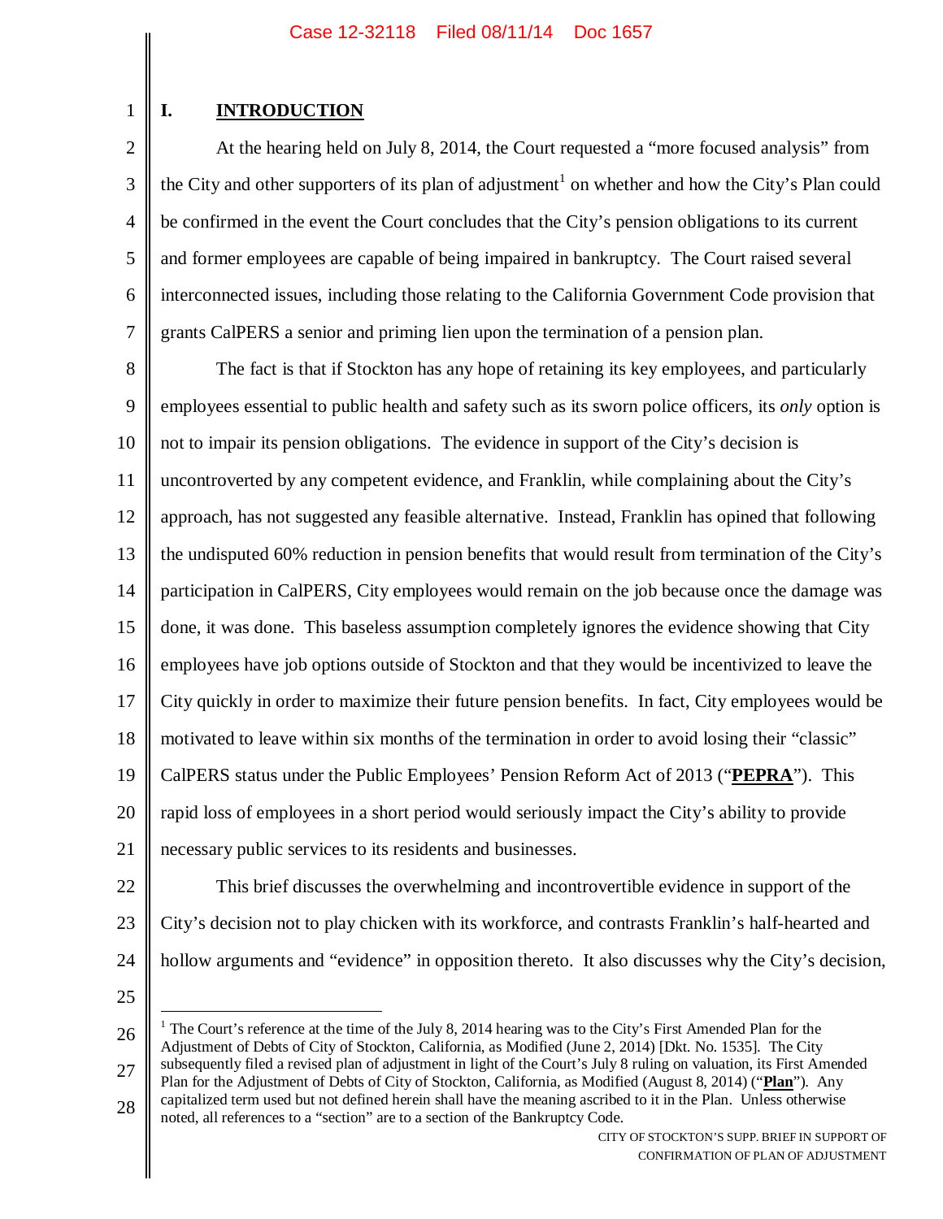## I. INTRODUCTION

At the hearing held on July 8, 2014, the Court requested a "more focused analysis" from the City and other supporters of its plan of adjustment[1] on whether and how the City's Plan could be confirmed in the event the Court concludes that the City's pension obligations to its current and former employees are capable of being impaired in bankruptcy. The Court raised several interconnected issues, including those relating to the California Government Code provision that grants CalPERS a senior and priming lien upon the termination of a pension plan.

The fact is that if Stockton has any hope of retaining its key employees, and particularly employees essential to public health and safety such as its sworn police officers, its *only* option is not to impair its pension obligations. The evidence in support of the City's decision is uncontroverted by any competent evidence, and Franklin, while complaining about the City's approach, has not suggested any feasible alternative. Instead, Franklin has opined that following the undisputed 60% reduction in pension benefits that would result from termination of the City's participation in CalPERS, City employees would remain on the job because once the damage was done, it was done. This baseless assumption completely ignores the evidence showing that City employees have job options outside of Stockton and that they would be incentivized to leave the City quickly in order to maximize their future pension benefits. In fact, City employees would be motivated to leave within six months of the termination in order to avoid losing their "classic" CalPERS status under the Public Employees' Pension Reform Act of 2013 ("**PEPRA**"). This rapid loss of employees in a short period would seriously impact the City's ability to provide necessary public services to its residents and businesses.

This brief discusses the overwhelming and incontrovertible evidence in support of the City's decision not to play chicken with its workforce, and contrasts Franklin's half-hearted and hollow arguments and "evidence" in opposition thereto. It also discusses why the City's decision,

---

[1] The Court's reference at the time of the July 8, 2014 hearing was to the City's First Amended Plan for the Adjustment of Debts of City of Stockton, California, as Modified (June 2, 2014) [Dkt. No. 1535]. The City subsequently filed a revised plan of adjustment in light of the Court's July 8 ruling on valuation, its First Amended Plan for the Adjustment of Debts of City of Stockton, California, as Modified (August 8, 2014) ("**Plan**"). Any capitalized term used but not defined herein shall have the meaning ascribed to it in the Plan. Unless otherwise noted, all references to a "section" are to a section of the Bankruptcy Code.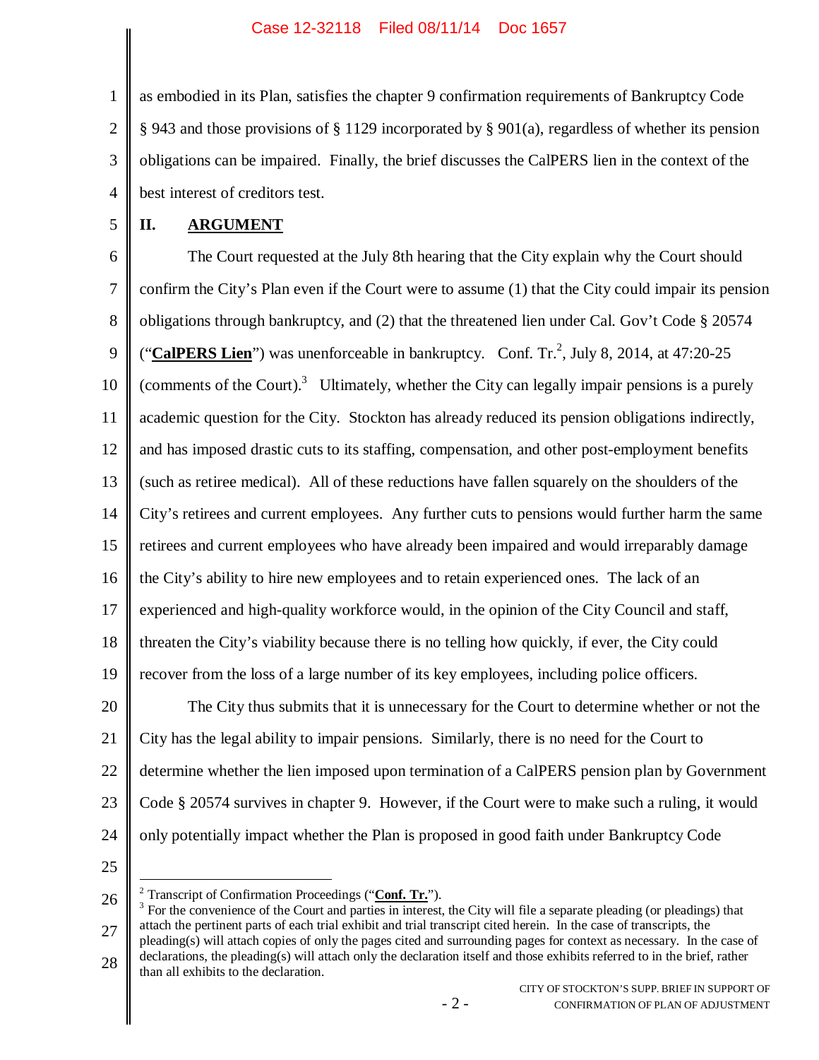as embodied in its Plan, satisfies the chapter 9 confirmation requirements of Bankruptcy Code § 943 and those provisions of § 1129 incorporated by § 901(a), regardless of whether its pension obligations can be impaired. Finally, the brief discusses the CalPERS lien in the context of the best interest of creditors test.

## II. ARGUMENT

The Court requested at the July 8th hearing that the City explain why the Court should confirm the City's Plan even if the Court were to assume (1) that the City could impair its pension obligations through bankruptcy, and (2) that the threatened lien under Cal. Gov't Code § 20574 ("**CalPERS Lien**") was unenforceable in bankruptcy. Conf. Tr.[2], July 8, 2014, at 47:20-25 (comments of the Court).[3] Ultimately, whether the City can legally impair pensions is a purely academic question for the City. Stockton has already reduced its pension obligations indirectly, and has imposed drastic cuts to its staffing, compensation, and other post-employment benefits (such as retiree medical). All of these reductions have fallen squarely on the shoulders of the City's retirees and current employees. Any further cuts to pensions would further harm the same retirees and current employees who have already been impaired and would irreparably damage the City's ability to hire new employees and to retain experienced ones. The lack of an experienced and high-quality workforce would, in the opinion of the City Council and staff, threaten the City's viability because there is no telling how quickly, if ever, the City could recover from the loss of a large number of its key employees, including police officers.

The City thus submits that it is unnecessary for the Court to determine whether or not the City has the legal ability to impair pensions. Similarly, there is no need for the Court to determine whether the lien imposed upon termination of a CalPERS pension plan by Government Code § 20574 survives in chapter 9. However, if the Court were to make such a ruling, it would only potentially impact whether the Plan is proposed in good faith under Bankruptcy Code

---

[2] Transcript of Confirmation Proceedings ("**Conf. Tr.**").

[3] For the convenience of the Court and parties in interest, the City will file a separate pleading (or pleadings) that attach the pertinent parts of each trial exhibit and trial transcript cited herein. In the case of transcripts, the pleading(s) will attach copies of only the pages cited and surrounding pages for context as necessary. In the case of declarations, the pleading(s) will attach only the declaration itself and those exhibits referred to in the brief, rather than all exhibits to the declaration.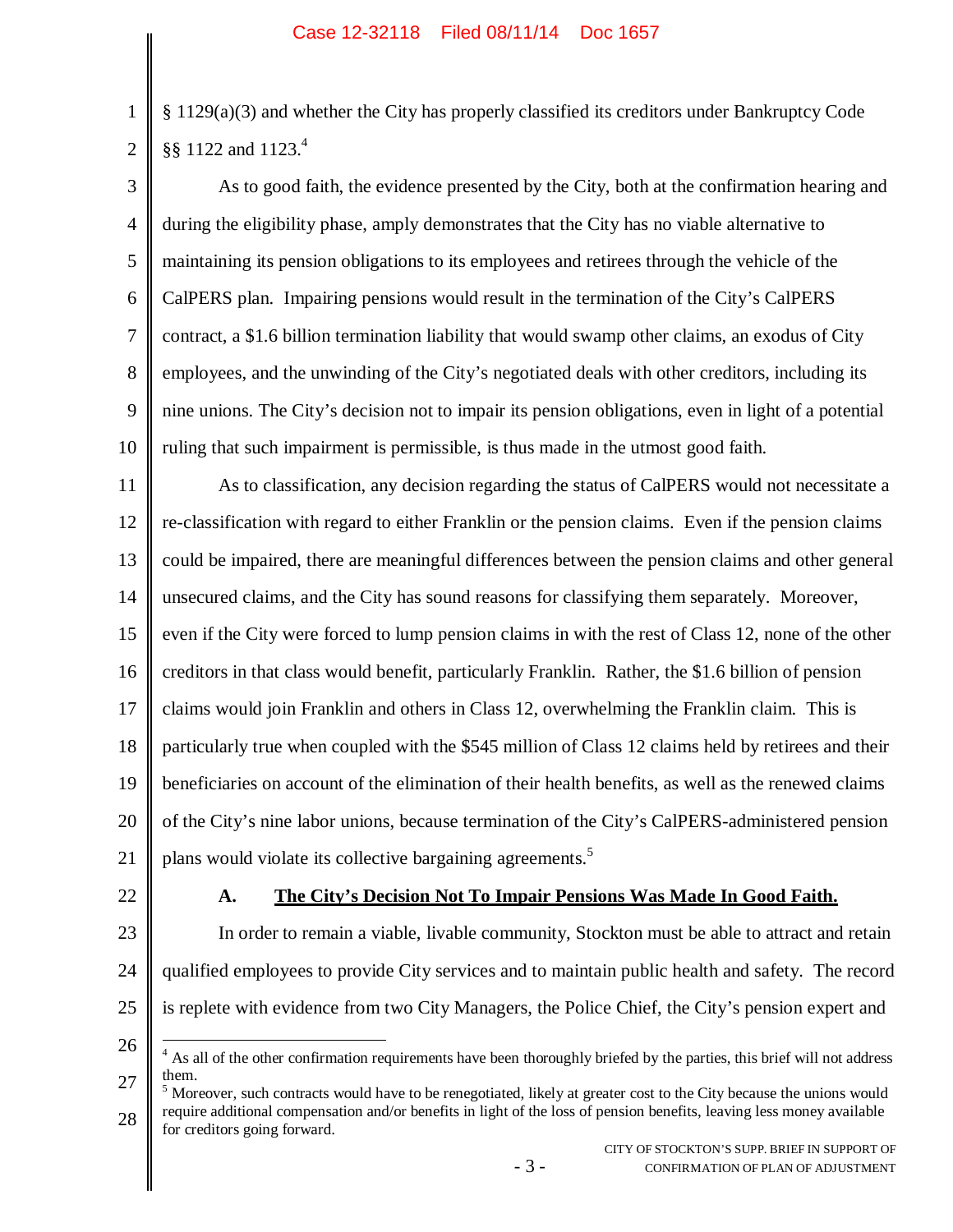§ 1129(a)(3) and whether the City has properly classified its creditors under Bankruptcy Code §§ 1122 and 1123.[4]

As to good faith, the evidence presented by the City, both at the confirmation hearing and during the eligibility phase, amply demonstrates that the City has no viable alternative to maintaining its pension obligations to its employees and retirees through the vehicle of the CalPERS plan. Impairing pensions would result in the termination of the City's CalPERS contract, a $1.6 billion termination liability that would swamp other claims, an exodus of City employees, and the unwinding of the City's negotiated deals with other creditors, including its nine unions. The City's decision not to impair its pension obligations, even in light of a potential ruling that such impairment is permissible, is thus made in the utmost good faith.

As to classification, any decision regarding the status of CalPERS would not necessitate a re-classification with regard to either Franklin or the pension claims. Even if the pension claims could be impaired, there are meaningful differences between the pension claims and other general unsecured claims, and the City has sound reasons for classifying them separately. Moreover, even if the City were forced to lump pension claims in with the rest of Class 12, none of the other creditors in that class would benefit, particularly Franklin. Rather, the $1.6 billion of pension claims would join Franklin and others in Class 12, overwhelming the Franklin claim. This is particularly true when coupled with the $545 million of Class 12 claims held by retirees and their beneficiaries on account of the elimination of their health benefits, as well as the renewed claims of the City's nine labor unions, because termination of the City's CalPERS-administered pension plans would violate its collective bargaining agreements.[5]

### A. The City's Decision Not To Impair Pensions Was Made In Good Faith.

In order to remain a viable, livable community, Stockton must be able to attract and retain qualified employees to provide City services and to maintain public health and safety. The record is replete with evidence from two City Managers, the Police Chief, the City's pension expert and

---

[4] As all of the other confirmation requirements have been thoroughly briefed by the parties, this brief will not address them.

[5] Moreover, such contracts would have to be renegotiated, likely at greater cost to the City because the unions would require additional compensation and/or benefits in light of the loss of pension benefits, leaving less money available for creditors going forward.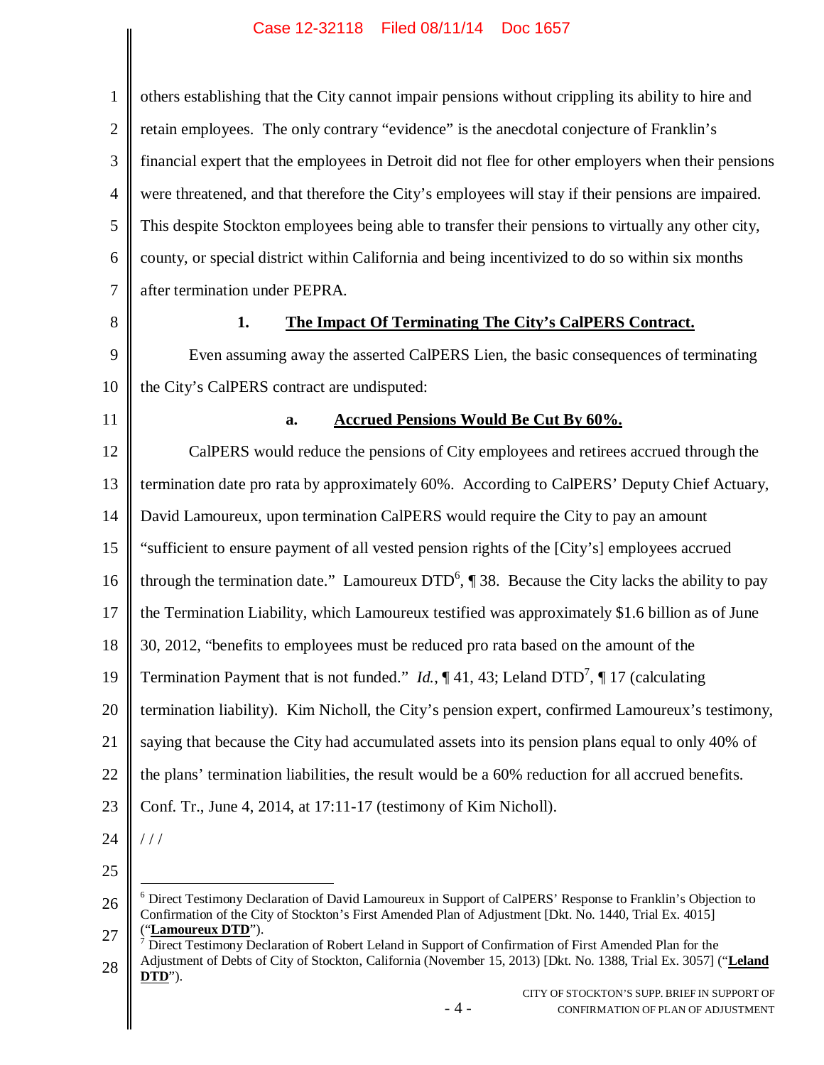others establishing that the City cannot impair pensions without crippling its ability to hire and retain employees. The only contrary "evidence" is the anecdotal conjecture of Franklin's financial expert that the employees in Detroit did not flee for other employers when their pensions were threatened, and that therefore the City's employees will stay if their pensions are impaired. This despite Stockton employees being able to transfer their pensions to virtually any other city, county, or special district within California and being incentivized to do so within six months after termination under PEPRA.

### 1. <u>The Impact Of Terminating The City's CalPERS Contract.</u>

Even assuming away the asserted CalPERS Lien, the basic consequences of terminating the City's CalPERS contract are undisputed:

#### a. <u>Accrued Pensions Would Be Cut By 60%.</u>

CalPERS would reduce the pensions of City employees and retirees accrued through the termination date pro rata by approximately 60%. According to CalPERS' Deputy Chief Actuary, David Lamoureux, upon termination CalPERS would require the City to pay an amount "sufficient to ensure payment of all vested pension rights of the [City's] employees accrued through the termination date." Lamoureux DTD[6], ¶ 38. Because the City lacks the ability to pay the Termination Liability, which Lamoureux testified was approximately $1.6 billion as of June 30, 2012, "benefits to employees must be reduced pro rata based on the amount of the Termination Payment that is not funded." *Id.*, ¶ 41, 43; Leland DTD[7], ¶ 17 (calculating termination liability). Kim Nicholl, the City's pension expert, confirmed Lamoureux's testimony, saying that because the City had accumulated assets into its pension plans equal to only 40% of the plans' termination liabilities, the result would be a 60% reduction for all accrued benefits. Conf. Tr., June 4, 2014, at 17:11-17 (testimony of Kim Nicholl).

/ / /

---

[6] Direct Testimony Declaration of David Lamoureux in Support of CalPERS' Response to Franklin's Objection to Confirmation of the City of Stockton's First Amended Plan of Adjustment [Dkt. No. 1440, Trial Ex. 4015] ("**<u>Lamoureux DTD</u>**").

[7] Direct Testimony Declaration of Robert Leland in Support of Confirmation of First Amended Plan for the Adjustment of Debts of City of Stockton, California (November 15, 2013) [Dkt. No. 1388, Trial Ex. 3057] ("**<u>Leland DTD</u>**").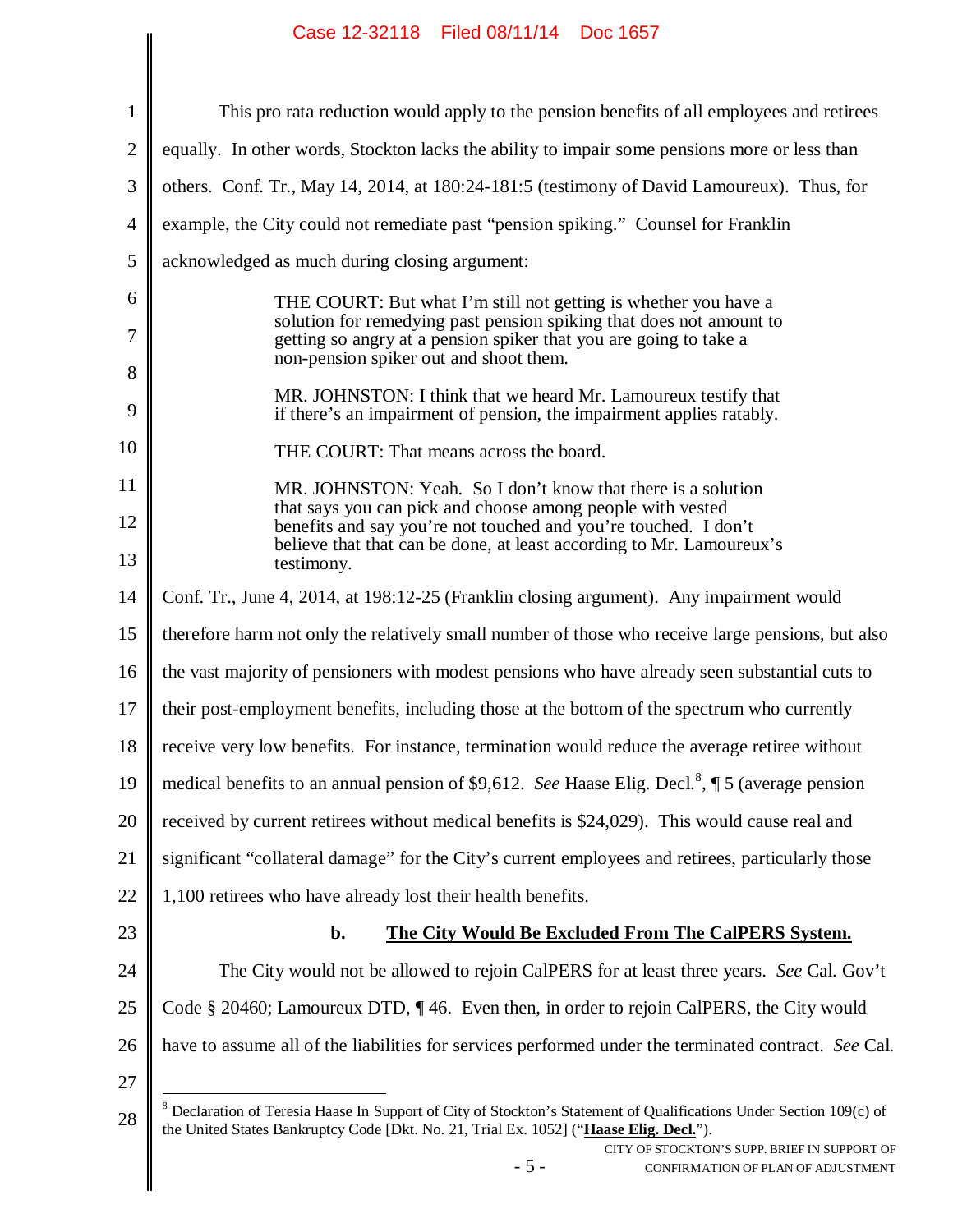This pro rata reduction would apply to the pension benefits of all employees and retirees equally. In other words, Stockton lacks the ability to impair some pensions more or less than others. Conf. Tr., May 14, 2014, at 180:24-181:5 (testimony of David Lamoureux). Thus, for example, the City could not remediate past "pension spiking." Counsel for Franklin acknowledged as much during closing argument:

> THE COURT: But what I'm still not getting is whether you have a solution for remedying past pension spiking that does not amount to getting so angry at a pension spiker that you are going to take a non-pension spiker out and shoot them.
>
> MR. JOHNSTON: I think that we heard Mr. Lamoureux testify that if there's an impairment of pension, the impairment applies ratably.
>
> THE COURT: That means across the board.
>
> MR. JOHNSTON: Yeah. So I don't know that there is a solution that says you can pick and choose among people with vested benefits and say you're not touched and you're touched. I don't believe that that can be done, at least according to Mr. Lamoureux's testimony.

Conf. Tr., June 4, 2014, at 198:12-25 (Franklin closing argument). Any impairment would therefore harm not only the relatively small number of those who receive large pensions, but also the vast majority of pensioners with modest pensions who have already seen substantial cuts to their post-employment benefits, including those at the bottom of the spectrum who currently receive very low benefits. For instance, termination would reduce the average retiree without medical benefits to an annual pension of $9,612. *See* Haase Elig. Decl.[8], ¶ 5 (average pension received by current retirees without medical benefits is $24,029). This would cause real and significant "collateral damage" for the City's current employees and retirees, particularly those 1,100 retirees who have already lost their health benefits.

### b. The City Would Be Excluded From The CalPERS System.

The City would not be allowed to rejoin CalPERS for at least three years. *See* Cal. Gov't Code § 20460; Lamoureux DTD, ¶ 46. Even then, in order to rejoin CalPERS, the City would have to assume all of the liabilities for services performed under the terminated contract. *See* Cal.

---

[8] Declaration of Teresia Haase In Support of City of Stockton's Statement of Qualifications Under Section 109(c) of the United States Bankruptcy Code [Dkt. No. 21, Trial Ex. 1052] ("**Haase Elig. Decl.**").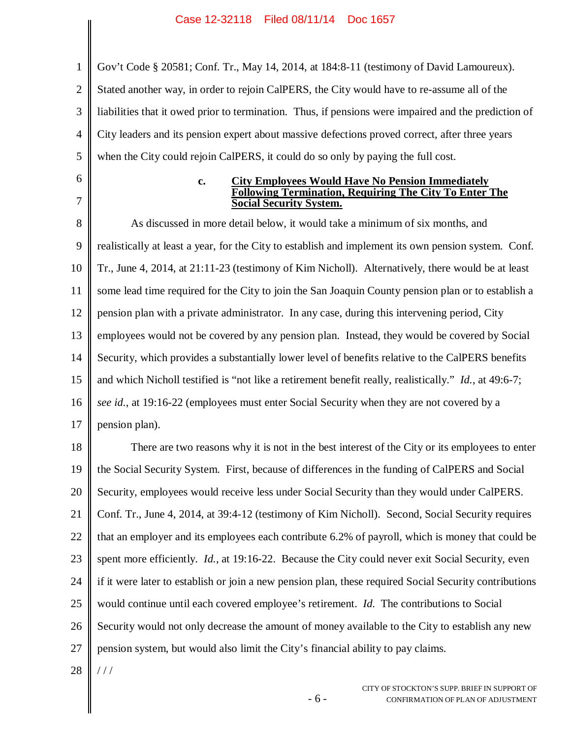Gov't Code § 20581; Conf. Tr., May 14, 2014, at 184:8-11 (testimony of David Lamoureux). Stated another way, in order to rejoin CalPERS, the City would have to re-assume all of the liabilities that it owed prior to termination. Thus, if pensions were impaired and the prediction of City leaders and its pension expert about massive defections proved correct, after three years when the City could rejoin CalPERS, it could do so only by paying the full cost.

#### c. City Employees Would Have No Pension Immediately Following Termination, Requiring The City To Enter The Social Security System.

As discussed in more detail below, it would take a minimum of six months, and realistically at least a year, for the City to establish and implement its own pension system. Conf. Tr., June 4, 2014, at 21:11-23 (testimony of Kim Nicholl). Alternatively, there would be at least some lead time required for the City to join the San Joaquin County pension plan or to establish a pension plan with a private administrator. In any case, during this intervening period, City employees would not be covered by any pension plan. Instead, they would be covered by Social Security, which provides a substantially lower level of benefits relative to the CalPERS benefits and which Nicholl testified is "not like a retirement benefit really, realistically." *Id.*, at 49:6-7; *see id.*, at 19:16-22 (employees must enter Social Security when they are not covered by a pension plan).

There are two reasons why it is not in the best interest of the City or its employees to enter the Social Security System. First, because of differences in the funding of CalPERS and Social Security, employees would receive less under Social Security than they would under CalPERS. Conf. Tr., June 4, 2014, at 39:4-12 (testimony of Kim Nicholl). Second, Social Security requires that an employer and its employees each contribute 6.2% of payroll, which is money that could be spent more efficiently. *Id.*, at 19:16-22. Because the City could never exit Social Security, even if it were later to establish or join a new pension plan, these required Social Security contributions would continue until each covered employee's retirement. *Id.* The contributions to Social Security would not only decrease the amount of money available to the City to establish any new pension system, but would also limit the City's financial ability to pay claims.

/ / /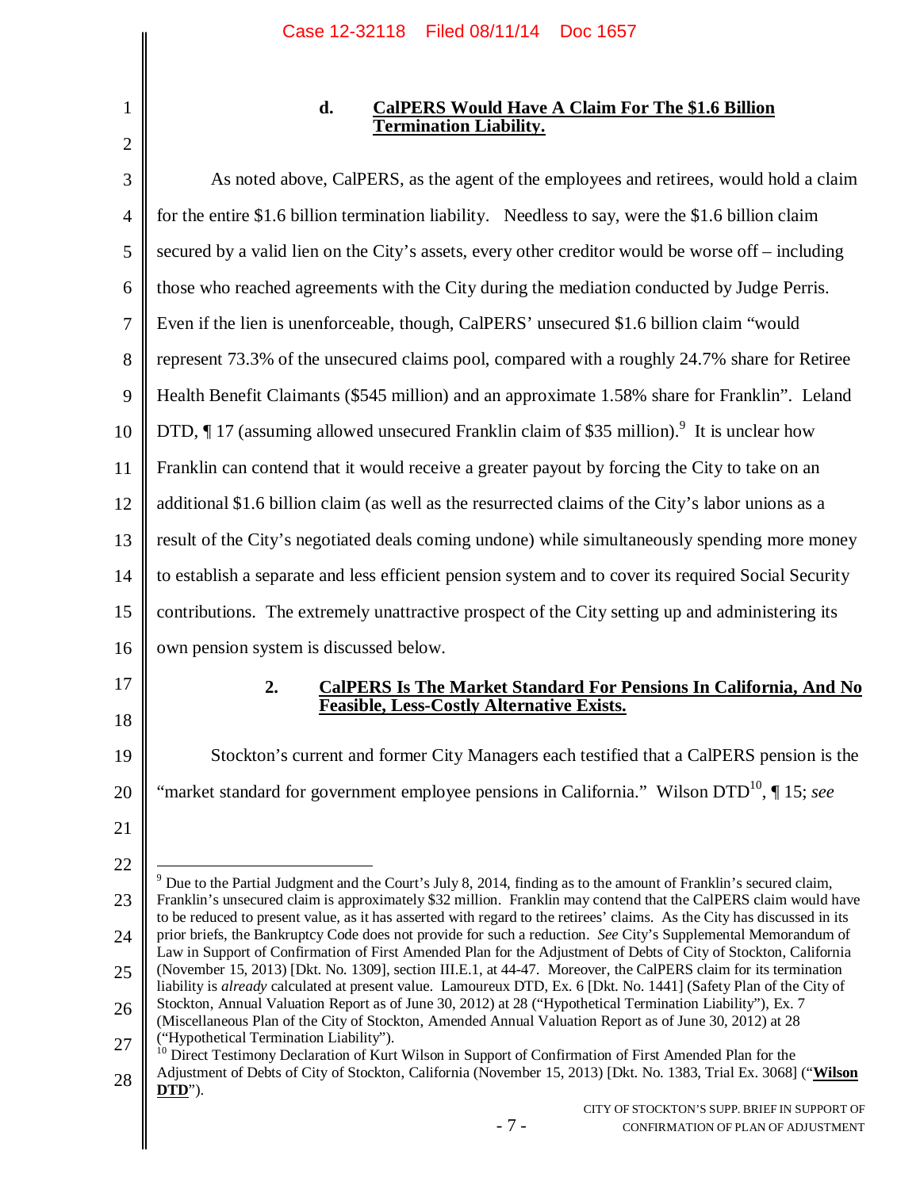#### d. CalPERS Would Have A Claim For The $1.6 Billion Termination Liability.

As noted above, CalPERS, as the agent of the employees and retirees, would hold a claim for the entire $1.6 billion termination liability. Needless to say, were the $1.6 billion claim secured by a valid lien on the City's assets, every other creditor would be worse off – including those who reached agreements with the City during the mediation conducted by Judge Perris. Even if the lien is unenforceable, though, CalPERS' unsecured $1.6 billion claim "would represent 73.3% of the unsecured claims pool, compared with a roughly 24.7% share for Retiree Health Benefit Claimants ($545 million) and an approximate 1.58% share for Franklin". Leland DTD, ¶ 17 (assuming allowed unsecured Franklin claim of $35 million).[9] It is unclear how Franklin can contend that it would receive a greater payout by forcing the City to take on an additional $1.6 billion claim (as well as the resurrected claims of the City's labor unions as a result of the City's negotiated deals coming undone) while simultaneously spending more money to establish a separate and less efficient pension system and to cover its required Social Security contributions. The extremely unattractive prospect of the City setting up and administering its own pension system is discussed below.

### 2. CalPERS Is The Market Standard For Pensions In California, And No Feasible, Less-Costly Alternative Exists.

Stockton's current and former City Managers each testified that a CalPERS pension is the "market standard for government employee pensions in California." Wilson DTD[10], ¶ 15; *see*

---

[9] Due to the Partial Judgment and the Court's July 8, 2014, finding as to the amount of Franklin's secured claim, Franklin's unsecured claim is approximately $32 million. Franklin may contend that the CalPERS claim would have to be reduced to present value, as it has asserted with regard to the retirees' claims. As the City has discussed in its prior briefs, the Bankruptcy Code does not provide for such a reduction. *See* City's Supplemental Memorandum of Law in Support of Confirmation of First Amended Plan for the Adjustment of Debts of City of Stockton, California (November 15, 2013) [Dkt. No. 1309], section III.E.1, at 44-47. Moreover, the CalPERS claim for its termination liability is *already* calculated at present value. Lamoureux DTD, Ex. 6 [Dkt. No. 1441] (Safety Plan of the City of Stockton, Annual Valuation Report as of June 30, 2012) at 28 ("Hypothetical Termination Liability"), Ex. 7 (Miscellaneous Plan of the City of Stockton, Amended Annual Valuation Report as of June 30, 2012) at 28 ("Hypothetical Termination Liability").

[10] Direct Testimony Declaration of Kurt Wilson in Support of Confirmation of First Amended Plan for the Adjustment of Debts of City of Stockton, California (November 15, 2013) [Dkt. No. 1383, Trial Ex. 3068] ("**Wilson DTD**").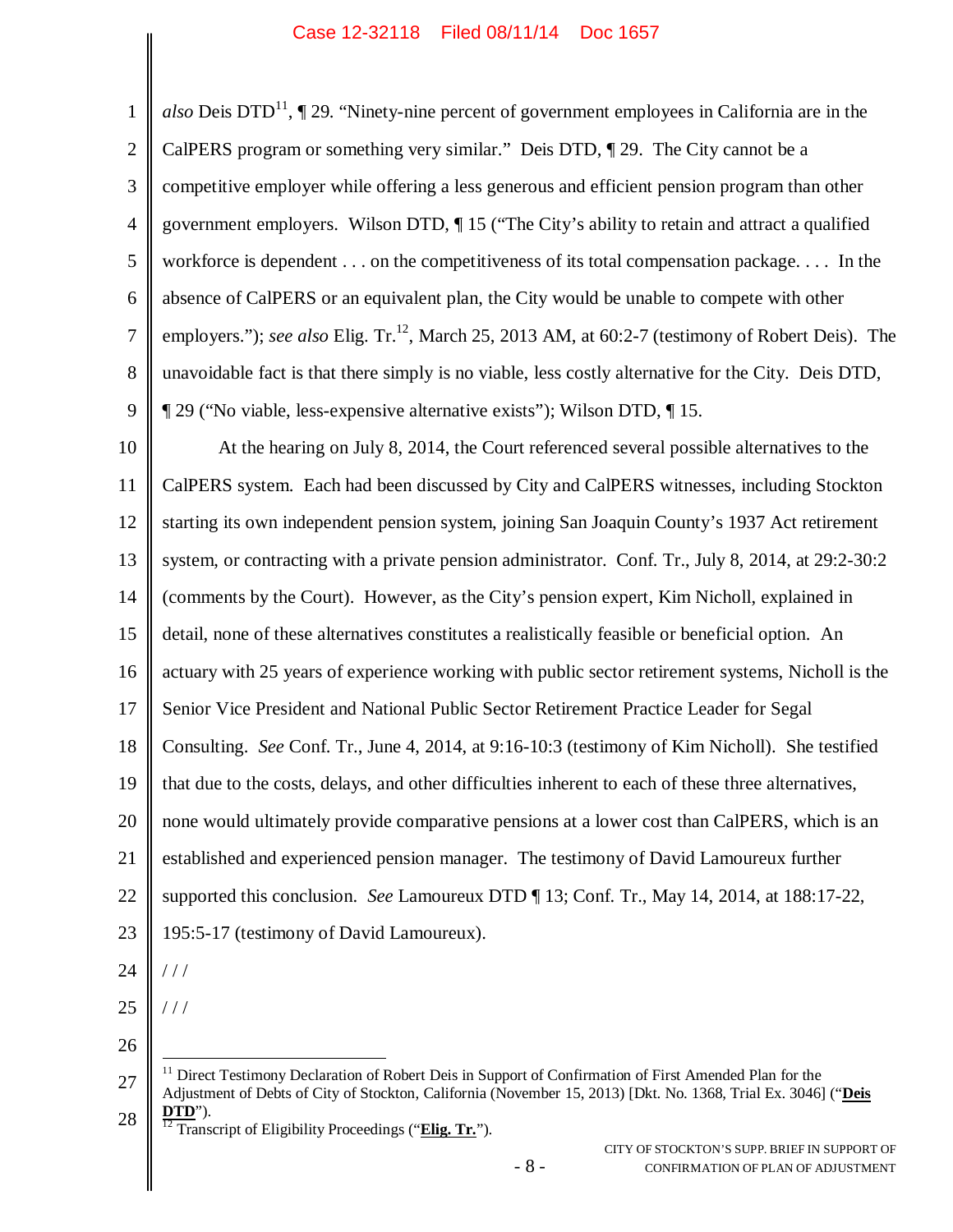*also* Deis DTD[11], ¶ 29. "Ninety-nine percent of government employees in California are in the CalPERS program or something very similar." Deis DTD, ¶ 29. The City cannot be a competitive employer while offering a less generous and efficient pension program than other government employers. Wilson DTD, ¶ 15 ("The City's ability to retain and attract a qualified workforce is dependent . . . on the competitiveness of its total compensation package. . . . In the absence of CalPERS or an equivalent plan, the City would be unable to compete with other employers."); *see also* Elig. Tr.[12], March 25, 2013 AM, at 60:2-7 (testimony of Robert Deis). The unavoidable fact is that there simply is no viable, less costly alternative for the City. Deis DTD, ¶ 29 ("No viable, less-expensive alternative exists"); Wilson DTD, ¶ 15.

At the hearing on July 8, 2014, the Court referenced several possible alternatives to the CalPERS system. Each had been discussed by City and CalPERS witnesses, including Stockton starting its own independent pension system, joining San Joaquin County's 1937 Act retirement system, or contracting with a private pension administrator. Conf. Tr., July 8, 2014, at 29:2-30:2 (comments by the Court). However, as the City's pension expert, Kim Nicholl, explained in detail, none of these alternatives constitutes a realistically feasible or beneficial option. An actuary with 25 years of experience working with public sector retirement systems, Nicholl is the Senior Vice President and National Public Sector Retirement Practice Leader for Segal Consulting. *See* Conf. Tr., June 4, 2014, at 9:16-10:3 (testimony of Kim Nicholl). She testified that due to the costs, delays, and other difficulties inherent to each of these three alternatives, none would ultimately provide comparative pensions at a lower cost than CalPERS, which is an established and experienced pension manager. The testimony of David Lamoureux further supported this conclusion. *See* Lamoureux DTD ¶ 13; Conf. Tr., May 14, 2014, at 188:17-22, 195:5-17 (testimony of David Lamoureux).

/ / /

/ / /

---

[11] Direct Testimony Declaration of Robert Deis in Support of Confirmation of First Amended Plan for the Adjustment of Debts of City of Stockton, California (November 15, 2013) [Dkt. No. 1368, Trial Ex. 3046] ("**Deis DTD**").

[12] Transcript of Eligibility Proceedings ("**Elig. Tr.**").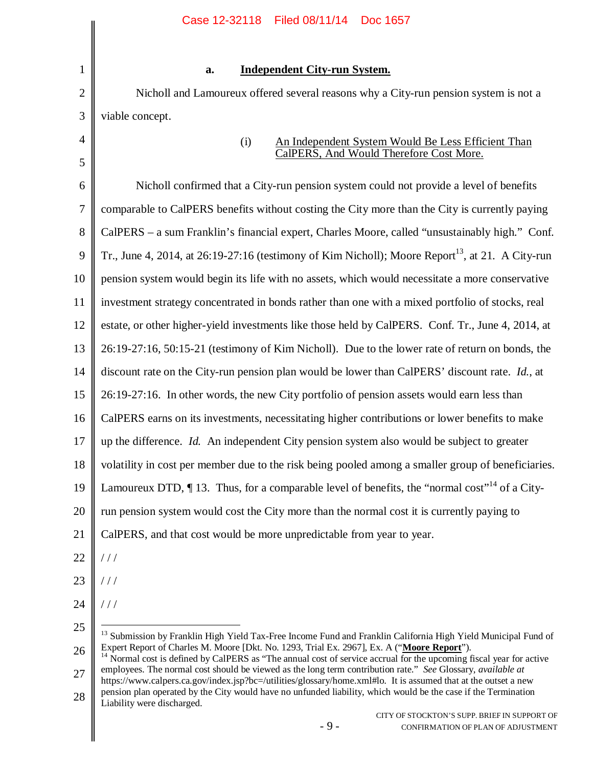### a. Independent City-run System.

Nicholl and Lamoureux offered several reasons why a City-run pension system is not a viable concept.

#### (i) An Independent System Would Be Less Efficient Than CalPERS, And Would Therefore Cost More.

Nicholl confirmed that a City-run pension system could not provide a level of benefits comparable to CalPERS benefits without costing the City more than the City is currently paying CalPERS – a sum Franklin's financial expert, Charles Moore, called "unsustainably high." Conf. Tr., June 4, 2014, at 26:19-27:16 (testimony of Kim Nicholl); Moore Report[13], at 21. A City-run pension system would begin its life with no assets, which would necessitate a more conservative investment strategy concentrated in bonds rather than one with a mixed portfolio of stocks, real estate, or other higher-yield investments like those held by CalPERS. Conf. Tr., June 4, 2014, at 26:19-27:16, 50:15-21 (testimony of Kim Nicholl). Due to the lower rate of return on bonds, the discount rate on the City-run pension plan would be lower than CalPERS' discount rate. *Id.*, at 26:19-27:16. In other words, the new City portfolio of pension assets would earn less than CalPERS earns on its investments, necessitating higher contributions or lower benefits to make up the difference. *Id.* An independent City pension system also would be subject to greater volatility in cost per member due to the risk being pooled among a smaller group of beneficiaries. Lamoureux DTD, ¶ 13. Thus, for a comparable level of benefits, the "normal cost"[14] of a City-run pension system would cost the City more than the normal cost it is currently paying to CalPERS, and that cost would be more unpredictable from year to year.

/ / /

/ / /

/ / /

---

[13] Submission by Franklin High Yield Tax-Free Income Fund and Franklin California High Yield Municipal Fund of Expert Report of Charles M. Moore [Dkt. No. 1293, Trial Ex. 2967], Ex. A ("**Moore Report**").

[14] Normal cost is defined by CalPERS as "The annual cost of service accrual for the upcoming fiscal year for active employees. The normal cost should be viewed as the long term contribution rate." *See* Glossary, *available at* https://www.calpers.ca.gov/index.jsp?bc=/utilities/glossary/home.xml#lo. It is assumed that at the outset a new pension plan operated by the City would have no unfunded liability, which would be the case if the Termination Liability were discharged.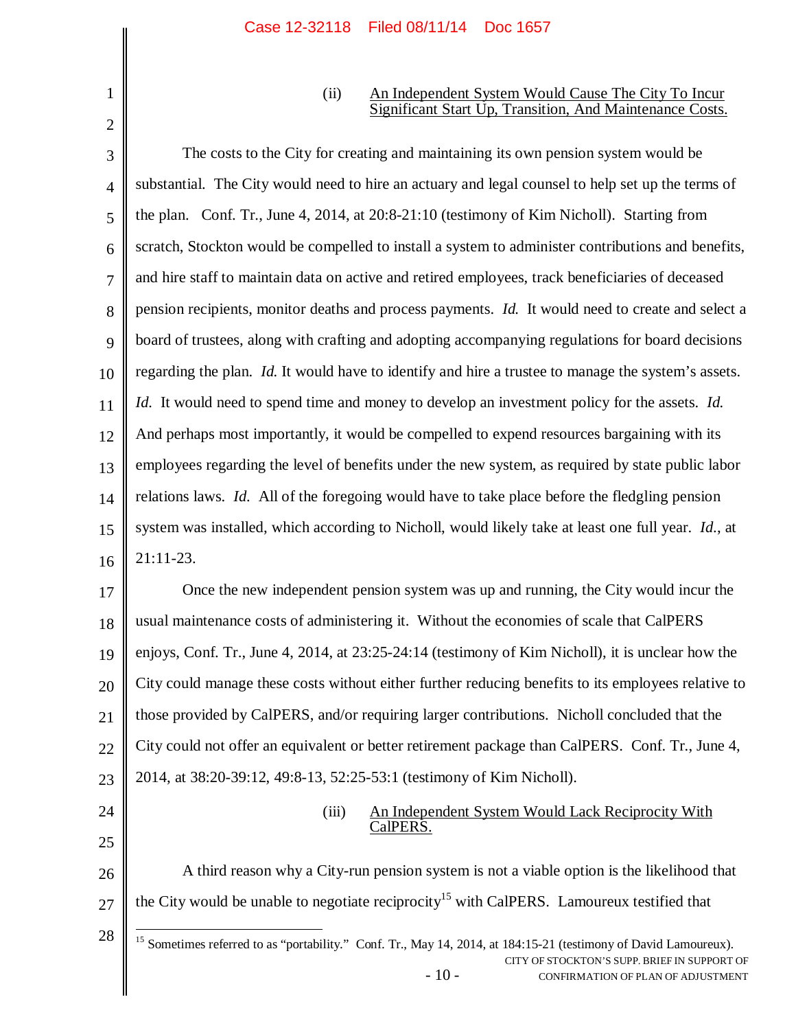#### (ii) An Independent System Would Cause The City To Incur Significant Start Up, Transition, And Maintenance Costs.

The costs to the City for creating and maintaining its own pension system would be substantial. The City would need to hire an actuary and legal counsel to help set up the terms of the plan. Conf. Tr., June 4, 2014, at 20:8-21:10 (testimony of Kim Nicholl). Starting from scratch, Stockton would be compelled to install a system to administer contributions and benefits, and hire staff to maintain data on active and retired employees, track beneficiaries of deceased pension recipients, monitor deaths and process payments. *Id.* It would need to create and select a board of trustees, along with crafting and adopting accompanying regulations for board decisions regarding the plan. *Id.* It would have to identify and hire a trustee to manage the system's assets. *Id.* It would need to spend time and money to develop an investment policy for the assets. *Id.* And perhaps most importantly, it would be compelled to expend resources bargaining with its employees regarding the level of benefits under the new system, as required by state public labor relations laws. *Id.* All of the foregoing would have to take place before the fledgling pension system was installed, which according to Nicholl, would likely take at least one full year. *Id.*, at 21:11-23.

Once the new independent pension system was up and running, the City would incur the usual maintenance costs of administering it. Without the economies of scale that CalPERS enjoys, Conf. Tr., June 4, 2014, at 23:25-24:14 (testimony of Kim Nicholl), it is unclear how the City could manage these costs without either further reducing benefits to its employees relative to those provided by CalPERS, and/or requiring larger contributions. Nicholl concluded that the City could not offer an equivalent or better retirement package than CalPERS. Conf. Tr., June 4, 2014, at 38:20-39:12, 49:8-13, 52:25-53:1 (testimony of Kim Nicholl).

#### (iii) An Independent System Would Lack Reciprocity With CalPERS.

A third reason why a City-run pension system is not a viable option is the likelihood that the City would be unable to negotiate reciprocity[15] with CalPERS. Lamoureux testified that

[15] Sometimes referred to as "portability." Conf. Tr., May 14, 2014, at 184:15-21 (testimony of David Lamoureux).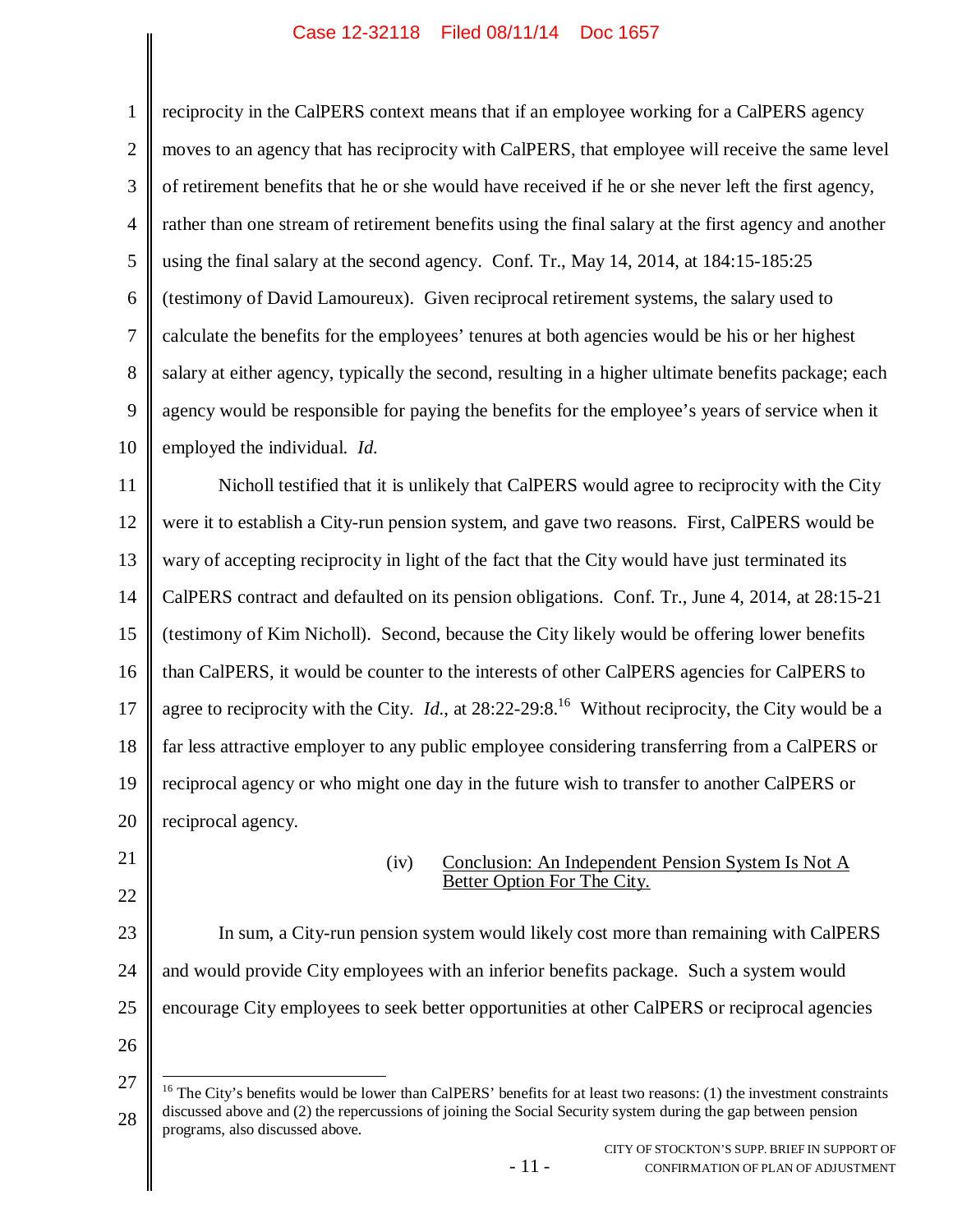reciprocity in the CalPERS context means that if an employee working for a CalPERS agency moves to an agency that has reciprocity with CalPERS, that employee will receive the same level of retirement benefits that he or she would have received if he or she never left the first agency, rather than one stream of retirement benefits using the final salary at the first agency and another using the final salary at the second agency. Conf. Tr., May 14, 2014, at 184:15-185:25 (testimony of David Lamoureux). Given reciprocal retirement systems, the salary used to calculate the benefits for the employees' tenures at both agencies would be his or her highest salary at either agency, typically the second, resulting in a higher ultimate benefits package; each agency would be responsible for paying the benefits for the employee's years of service when it employed the individual. *Id.*

Nicholl testified that it is unlikely that CalPERS would agree to reciprocity with the City were it to establish a City-run pension system, and gave two reasons. First, CalPERS would be wary of accepting reciprocity in light of the fact that the City would have just terminated its CalPERS contract and defaulted on its pension obligations. Conf. Tr., June 4, 2014, at 28:15-21 (testimony of Kim Nicholl). Second, because the City likely would be offering lower benefits than CalPERS, it would be counter to the interests of other CalPERS agencies for CalPERS to agree to reciprocity with the City. *Id.*, at 28:22-29:8.[16] Without reciprocity, the City would be a far less attractive employer to any public employee considering transferring from a CalPERS or reciprocal agency or who might one day in the future wish to transfer to another CalPERS or reciprocal agency.

(iv) <u>Conclusion: An Independent Pension System Is Not A Better Option For The City.</u>

In sum, a City-run pension system would likely cost more than remaining with CalPERS and would provide City employees with an inferior benefits package. Such a system would encourage City employees to seek better opportunities at other CalPERS or reciprocal agencies

---

[16] The City's benefits would be lower than CalPERS' benefits for at least two reasons: (1) the investment constraints discussed above and (2) the repercussions of joining the Social Security system during the gap between pension programs, also discussed above.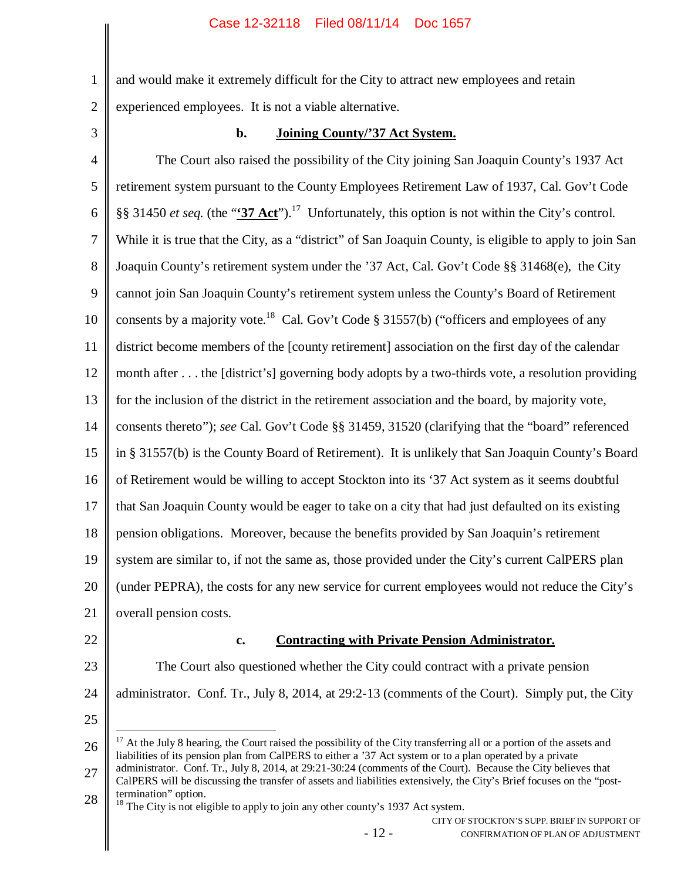and would make it extremely difficult for the City to attract new employees and retain experienced employees. It is not a viable alternative.

### b. Joining County/'37 Act System.

The Court also raised the possibility of the City joining San Joaquin County's 1937 Act retirement system pursuant to the County Employees Retirement Law of 1937, Cal. Gov't Code §§ 31450 *et seq.* (the "**'37 Act**").[17] Unfortunately, this option is not within the City's control. While it is true that the City, as a "district" of San Joaquin County, is eligible to apply to join San Joaquin County's retirement system under the '37 Act, Cal. Gov't Code §§ 31468(e), the City cannot join San Joaquin County's retirement system unless the County's Board of Retirement consents by a majority vote.[18] Cal. Gov't Code § 31557(b) ("officers and employees of any district become members of the [county retirement] association on the first day of the calendar month after . . . the [district's] governing body adopts by a two-thirds vote, a resolution providing for the inclusion of the district in the retirement association and the board, by majority vote, consents thereto"); *see* Cal. Gov't Code §§ 31459, 31520 (clarifying that the "board" referenced in § 31557(b) is the County Board of Retirement). It is unlikely that San Joaquin County's Board of Retirement would be willing to accept Stockton into its '37 Act system as it seems doubtful that San Joaquin County would be eager to take on a city that had just defaulted on its existing pension obligations. Moreover, because the benefits provided by San Joaquin's retirement system are similar to, if not the same as, those provided under the City's current CalPERS plan (under PEPRA), the costs for any new service for current employees would not reduce the City's overall pension costs.

### c. Contracting with Private Pension Administrator.

The Court also questioned whether the City could contract with a private pension administrator. Conf. Tr., July 8, 2014, at 29:2-13 (comments of the Court). Simply put, the City

---

[17] At the July 8 hearing, the Court raised the possibility of the City transferring all or a portion of the assets and liabilities of its pension plan from CalPERS to either a '37 Act system or to a plan operated by a private administrator. Conf. Tr., July 8, 2014, at 29:21-30:24 (comments of the Court). Because the City believes that CalPERS will be discussing the transfer of assets and liabilities extensively, the City's Brief focuses on the "post-termination" option.

[18] The City is not eligible to apply to join any other county's 1937 Act system.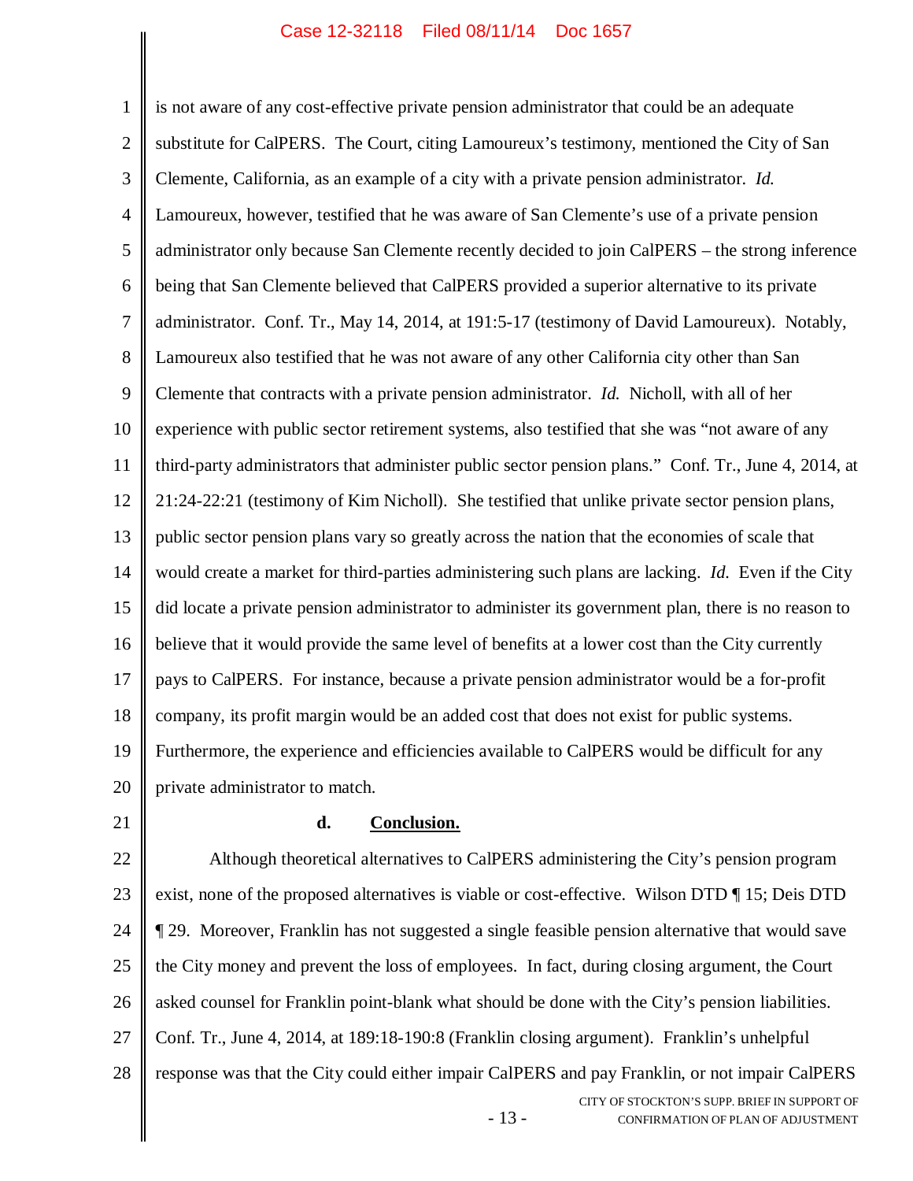is not aware of any cost-effective private pension administrator that could be an adequate substitute for CalPERS. The Court, citing Lamoureux's testimony, mentioned the City of San Clemente, California, as an example of a city with a private pension administrator. *Id.* Lamoureux, however, testified that he was aware of San Clemente's use of a private pension administrator only because San Clemente recently decided to join CalPERS – the strong inference being that San Clemente believed that CalPERS provided a superior alternative to its private administrator. Conf. Tr., May 14, 2014, at 191:5-17 (testimony of David Lamoureux). Notably, Lamoureux also testified that he was not aware of any other California city other than San Clemente that contracts with a private pension administrator. *Id.* Nicholl, with all of her experience with public sector retirement systems, also testified that she was "not aware of any third-party administrators that administer public sector pension plans." Conf. Tr., June 4, 2014, at 21:24-22:21 (testimony of Kim Nicholl). She testified that unlike private sector pension plans, public sector pension plans vary so greatly across the nation that the economies of scale that would create a market for third-parties administering such plans are lacking. *Id.* Even if the City did locate a private pension administrator to administer its government plan, there is no reason to believe that it would provide the same level of benefits at a lower cost than the City currently pays to CalPERS. For instance, because a private pension administrator would be a for-profit company, its profit margin would be an added cost that does not exist for public systems. Furthermore, the experience and efficiencies available to CalPERS would be difficult for any private administrator to match.

**d. Conclusion.**

Although theoretical alternatives to CalPERS administering the City's pension program exist, none of the proposed alternatives is viable or cost-effective. Wilson DTD ¶ 15; Deis DTD ¶ 29. Moreover, Franklin has not suggested a single feasible pension alternative that would save the City money and prevent the loss of employees. In fact, during closing argument, the Court asked counsel for Franklin point-blank what should be done with the City's pension liabilities. Conf. Tr., June 4, 2014, at 189:18-190:8 (Franklin closing argument). Franklin's unhelpful response was that the City could either impair CalPERS and pay Franklin, or not impair CalPERS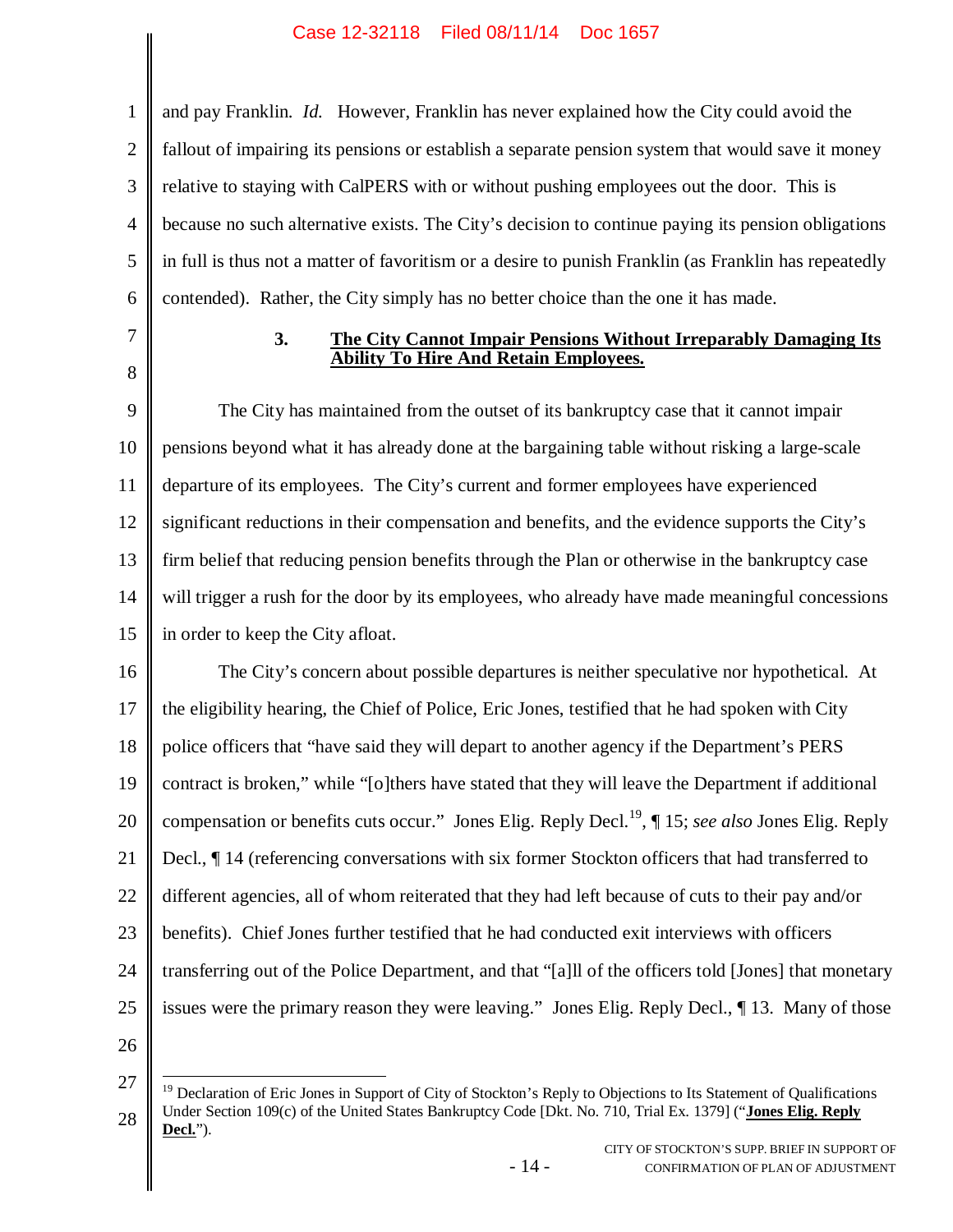and pay Franklin. *Id.* However, Franklin has never explained how the City could avoid the fallout of impairing its pensions or establish a separate pension system that would save it money relative to staying with CalPERS with or without pushing employees out the door. This is because no such alternative exists. The City's decision to continue paying its pension obligations in full is thus not a matter of favoritism or a desire to punish Franklin (as Franklin has repeatedly contended). Rather, the City simply has no better choice than the one it has made.

### 3. The City Cannot Impair Pensions Without Irreparably Damaging Its Ability To Hire And Retain Employees.

The City has maintained from the outset of its bankruptcy case that it cannot impair pensions beyond what it has already done at the bargaining table without risking a large-scale departure of its employees. The City's current and former employees have experienced significant reductions in their compensation and benefits, and the evidence supports the City's firm belief that reducing pension benefits through the Plan or otherwise in the bankruptcy case will trigger a rush for the door by its employees, who already have made meaningful concessions in order to keep the City afloat.

The City's concern about possible departures is neither speculative nor hypothetical. At the eligibility hearing, the Chief of Police, Eric Jones, testified that he had spoken with City police officers that "have said they will depart to another agency if the Department's PERS contract is broken," while "[o]thers have stated that they will leave the Department if additional compensation or benefits cuts occur." Jones Elig. Reply Decl.[19], ¶ 15; *see also* Jones Elig. Reply Decl., ¶ 14 (referencing conversations with six former Stockton officers that had transferred to different agencies, all of whom reiterated that they had left because of cuts to their pay and/or benefits). Chief Jones further testified that he had conducted exit interviews with officers transferring out of the Police Department, and that "[a]ll of the officers told [Jones] that monetary issues were the primary reason they were leaving." Jones Elig. Reply Decl., ¶ 13. Many of those

---

[19] Declaration of Eric Jones in Support of City of Stockton's Reply to Objections to Its Statement of Qualifications Under Section 109(c) of the United States Bankruptcy Code [Dkt. No. 710, Trial Ex. 1379] ("**Jones Elig. Reply Decl.**").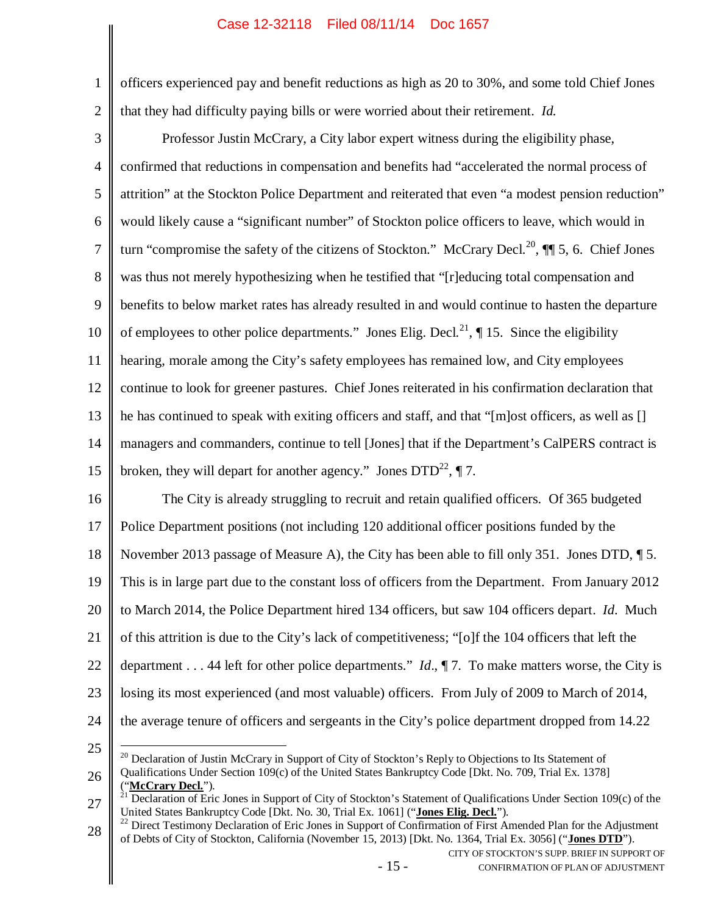officers experienced pay and benefit reductions as high as 20 to 30%, and some told Chief Jones that they had difficulty paying bills or were worried about their retirement. *Id.*

Professor Justin McCrary, a City labor expert witness during the eligibility phase, confirmed that reductions in compensation and benefits had "accelerated the normal process of attrition" at the Stockton Police Department and reiterated that even "a modest pension reduction" would likely cause a "significant number" of Stockton police officers to leave, which would in turn "compromise the safety of the citizens of Stockton." McCrary Decl.[20], ¶¶ 5, 6. Chief Jones was thus not merely hypothesizing when he testified that "[r]educing total compensation and benefits to below market rates has already resulted in and would continue to hasten the departure of employees to other police departments." Jones Elig. Decl.[21], ¶ 15. Since the eligibility hearing, morale among the City's safety employees has remained low, and City employees continue to look for greener pastures. Chief Jones reiterated in his confirmation declaration that he has continued to speak with exiting officers and staff, and that "[m]ost officers, as well as [] managers and commanders, continue to tell [Jones] that if the Department's CalPERS contract is broken, they will depart for another agency." Jones DTD[22], ¶ 7.

The City is already struggling to recruit and retain qualified officers. Of 365 budgeted Police Department positions (not including 120 additional officer positions funded by the November 2013 passage of Measure A), the City has been able to fill only 351. Jones DTD, ¶ 5. This is in large part due to the constant loss of officers from the Department. From January 2012 to March 2014, the Police Department hired 134 officers, but saw 104 officers depart. *Id*. Much of this attrition is due to the City's lack of competitiveness; "[o]f the 104 officers that left the department . . . 44 left for other police departments." *Id*., ¶ 7. To make matters worse, the City is losing its most experienced (and most valuable) officers. From July of 2009 to March of 2014, the average tenure of officers and sergeants in the City's police department dropped from 14.22

---

[20] Declaration of Justin McCrary in Support of City of Stockton's Reply to Objections to Its Statement of Qualifications Under Section 109(c) of the United States Bankruptcy Code [Dkt. No. 709, Trial Ex. 1378] ("**McCrary Decl.**").

[21] Declaration of Eric Jones in Support of City of Stockton's Statement of Qualifications Under Section 109(c) of the United States Bankruptcy Code [Dkt. No. 30, Trial Ex. 1061] ("**Jones Elig. Decl.**").

[22] Direct Testimony Declaration of Eric Jones in Support of Confirmation of First Amended Plan for the Adjustment of Debts of City of Stockton, California (November 15, 2013) [Dkt. No. 1364, Trial Ex. 3056] ("**Jones DTD**").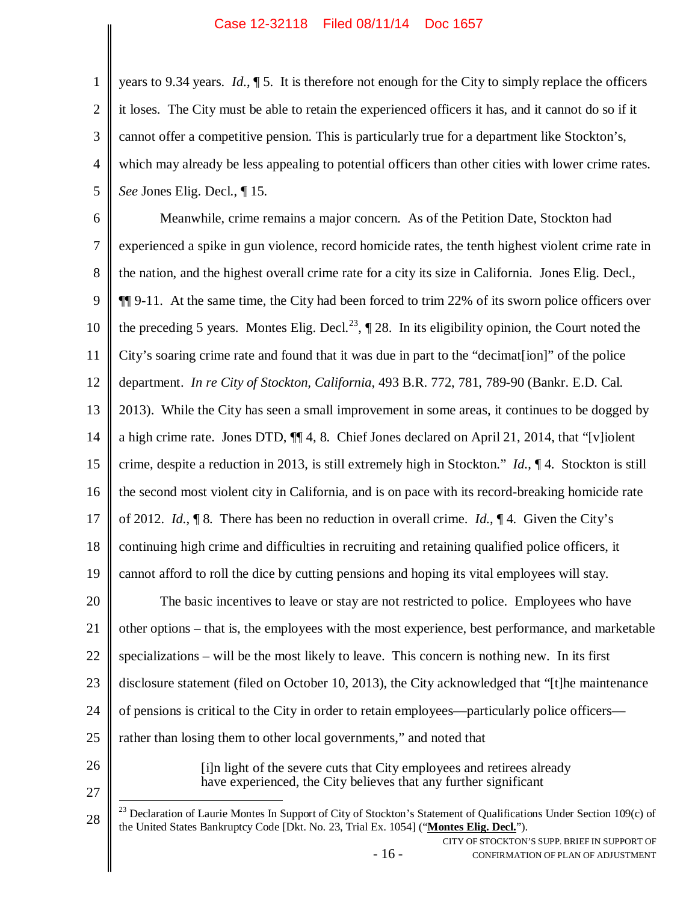years to 9.34 years. *Id.*, ¶ 5. It is therefore not enough for the City to simply replace the officers it loses. The City must be able to retain the experienced officers it has, and it cannot do so if it cannot offer a competitive pension. This is particularly true for a department like Stockton's, which may already be less appealing to potential officers than other cities with lower crime rates. *See* Jones Elig. Decl., ¶ 15.

Meanwhile, crime remains a major concern. As of the Petition Date, Stockton had experienced a spike in gun violence, record homicide rates, the tenth highest violent crime rate in the nation, and the highest overall crime rate for a city its size in California. Jones Elig. Decl., ¶¶ 9-11. At the same time, the City had been forced to trim 22% of its sworn police officers over the preceding 5 years. Montes Elig. Decl.[23], ¶ 28. In its eligibility opinion, the Court noted the City's soaring crime rate and found that it was due in part to the "decimat[ion]" of the police department. *In re City of Stockton, California*, 493 B.R. 772, 781, 789-90 (Bankr. E.D. Cal. 2013). While the City has seen a small improvement in some areas, it continues to be dogged by a high crime rate. Jones DTD, ¶¶ 4, 8. Chief Jones declared on April 21, 2014, that "[v]iolent crime, despite a reduction in 2013, is still extremely high in Stockton." *Id.*, ¶ 4. Stockton is still the second most violent city in California, and is on pace with its record-breaking homicide rate of 2012. *Id.*, ¶ 8. There has been no reduction in overall crime. *Id.*, ¶ 4. Given the City's continuing high crime and difficulties in recruiting and retaining qualified police officers, it cannot afford to roll the dice by cutting pensions and hoping its vital employees will stay.

The basic incentives to leave or stay are not restricted to police. Employees who have other options – that is, the employees with the most experience, best performance, and marketable specializations – will be the most likely to leave. This concern is nothing new. In its first disclosure statement (filed on October 10, 2013), the City acknowledged that "[t]he maintenance of pensions is critical to the City in order to retain employees—particularly police officers—rather than losing them to other local governments," and noted that

> [i]n light of the severe cuts that City employees and retirees already have experienced, the City believes that any further significant

---

[23] Declaration of Laurie Montes In Support of City of Stockton's Statement of Qualifications Under Section 109(c) of the United States Bankruptcy Code [Dkt. No. 23, Trial Ex. 1054] ("**Montes Elig. Decl.**").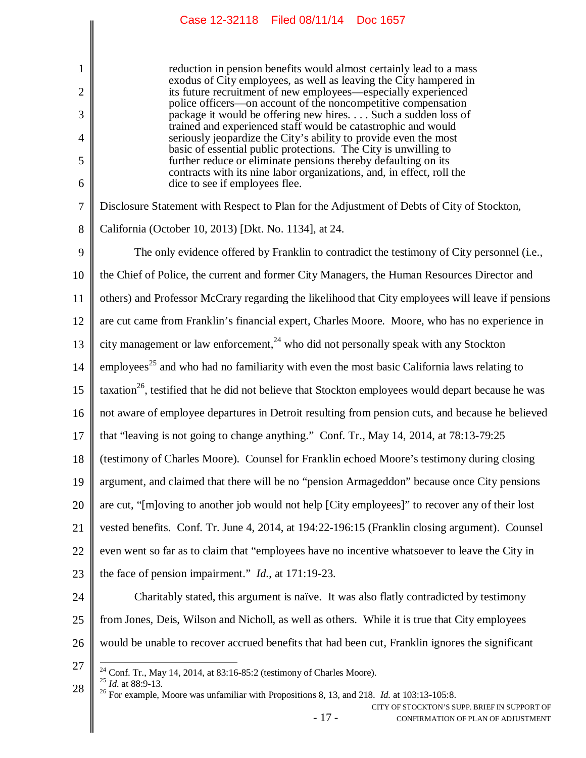> reduction in pension benefits would almost certainly lead to a mass exodus of City employees, as well as leaving the City hampered in its future recruitment of new employees—especially experienced police officers—on account of the noncompetitive compensation package it would be offering new hires. . . . Such a sudden loss of trained and experienced staff would be catastrophic and would seriously jeopardize the City's ability to provide even the most basic of essential public protections. The City is unwilling to further reduce or eliminate pensions thereby defaulting on its contracts with its nine labor organizations, and, in effect, roll the dice to see if employees flee.

Disclosure Statement with Respect to Plan for the Adjustment of Debts of City of Stockton, California (October 10, 2013) [Dkt. No. 1134], at 24.

The only evidence offered by Franklin to contradict the testimony of City personnel (i.e., the Chief of Police, the current and former City Managers, the Human Resources Director and others) and Professor McCrary regarding the likelihood that City employees will leave if pensions are cut came from Franklin's financial expert, Charles Moore. Moore, who has no experience in city management or law enforcement,[24] who did not personally speak with any Stockton employees[25] and who had no familiarity with even the most basic California laws relating to taxation[26], testified that he did not believe that Stockton employees would depart because he was not aware of employee departures in Detroit resulting from pension cuts, and because he believed that "leaving is not going to change anything." Conf. Tr., May 14, 2014, at 78:13-79:25 (testimony of Charles Moore). Counsel for Franklin echoed Moore's testimony during closing argument, and claimed that there will be no "pension Armageddon" because once City pensions are cut, "[m]oving to another job would not help [City employees]" to recover any of their lost vested benefits. Conf. Tr. June 4, 2014, at 194:22-196:15 (Franklin closing argument). Counsel even went so far as to claim that "employees have no incentive whatsoever to leave the City in the face of pension impairment." *Id.*, at 171:19-23.

Charitably stated, this argument is naïve. It was also flatly contradicted by testimony from Jones, Deis, Wilson and Nicholl, as well as others. While it is true that City employees would be unable to recover accrued benefits that had been cut, Franklin ignores the significant

---

[24] Conf. Tr., May 14, 2014, at 83:16-85:2 (testimony of Charles Moore).

[25] *Id.* at 88:9-13.

[26] For example, Moore was unfamiliar with Propositions 8, 13, and 218. *Id.* at 103:13-105:8.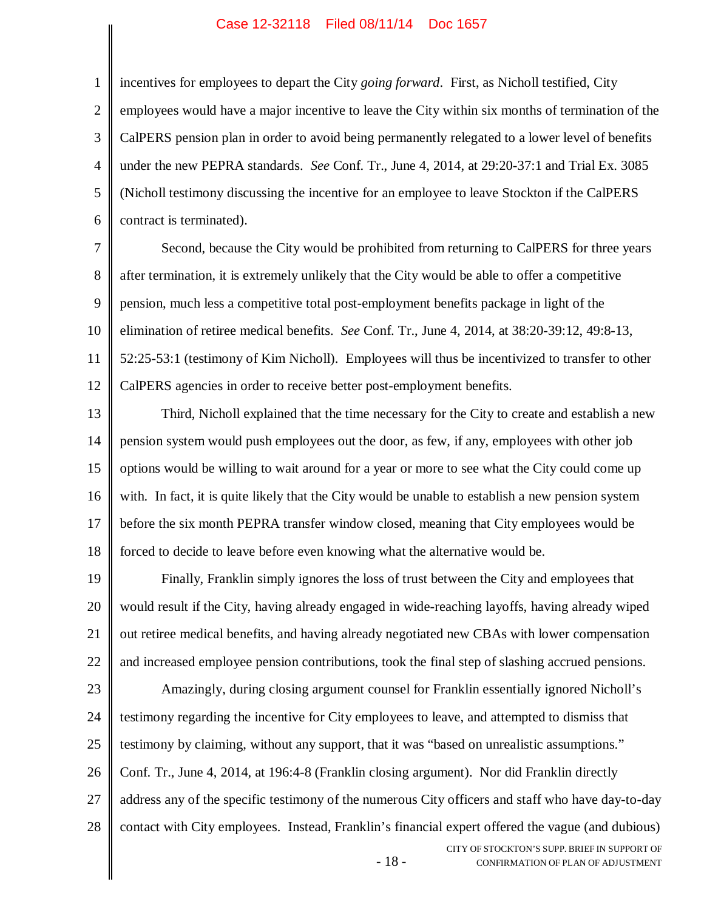incentives for employees to depart the City *going forward*. First, as Nicholl testified, City employees would have a major incentive to leave the City within six months of termination of the CalPERS pension plan in order to avoid being permanently relegated to a lower level of benefits under the new PEPRA standards. *See* Conf. Tr., June 4, 2014, at 29:20-37:1 and Trial Ex. 3085 (Nicholl testimony discussing the incentive for an employee to leave Stockton if the CalPERS contract is terminated).

Second, because the City would be prohibited from returning to CalPERS for three years after termination, it is extremely unlikely that the City would be able to offer a competitive pension, much less a competitive total post-employment benefits package in light of the elimination of retiree medical benefits. *See* Conf. Tr., June 4, 2014, at 38:20-39:12, 49:8-13, 52:25-53:1 (testimony of Kim Nicholl). Employees will thus be incentivized to transfer to other CalPERS agencies in order to receive better post-employment benefits.

Third, Nicholl explained that the time necessary for the City to create and establish a new pension system would push employees out the door, as few, if any, employees with other job options would be willing to wait around for a year or more to see what the City could come up with. In fact, it is quite likely that the City would be unable to establish a new pension system before the six month PEPRA transfer window closed, meaning that City employees would be forced to decide to leave before even knowing what the alternative would be.

Finally, Franklin simply ignores the loss of trust between the City and employees that would result if the City, having already engaged in wide-reaching layoffs, having already wiped out retiree medical benefits, and having already negotiated new CBAs with lower compensation and increased employee pension contributions, took the final step of slashing accrued pensions.

Amazingly, during closing argument counsel for Franklin essentially ignored Nicholl's testimony regarding the incentive for City employees to leave, and attempted to dismiss that testimony by claiming, without any support, that it was "based on unrealistic assumptions." Conf. Tr., June 4, 2014, at 196:4-8 (Franklin closing argument). Nor did Franklin directly address any of the specific testimony of the numerous City officers and staff who have day-to-day contact with City employees. Instead, Franklin's financial expert offered the vague (and dubious)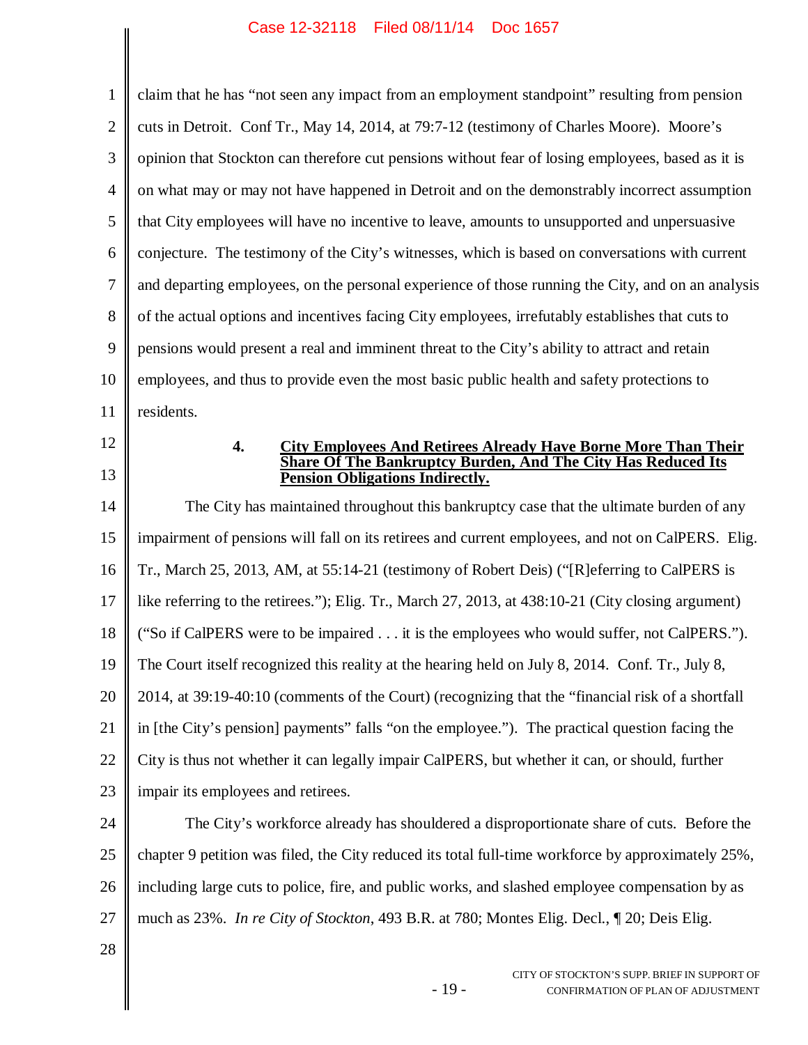claim that he has "not seen any impact from an employment standpoint" resulting from pension cuts in Detroit. Conf Tr., May 14, 2014, at 79:7-12 (testimony of Charles Moore). Moore's opinion that Stockton can therefore cut pensions without fear of losing employees, based as it is on what may or may not have happened in Detroit and on the demonstrably incorrect assumption that City employees will have no incentive to leave, amounts to unsupported and unpersuasive conjecture. The testimony of the City's witnesses, which is based on conversations with current and departing employees, on the personal experience of those running the City, and on an analysis of the actual options and incentives facing City employees, irrefutably establishes that cuts to pensions would present a real and imminent threat to the City's ability to attract and retain employees, and thus to provide even the most basic public health and safety protections to residents.

#### 4. **City Employees And Retirees Already Have Borne More Than Their Share Of The Bankruptcy Burden, And The City Has Reduced Its Pension Obligations Indirectly.**

The City has maintained throughout this bankruptcy case that the ultimate burden of any impairment of pensions will fall on its retirees and current employees, and not on CalPERS. Elig. Tr., March 25, 2013, AM, at 55:14-21 (testimony of Robert Deis) ("[R]eferring to CalPERS is like referring to the retirees."); Elig. Tr., March 27, 2013, at 438:10-21 (City closing argument) ("So if CalPERS were to be impaired . . . it is the employees who would suffer, not CalPERS."). The Court itself recognized this reality at the hearing held on July 8, 2014. Conf. Tr., July 8, 2014, at 39:19-40:10 (comments of the Court) (recognizing that the "financial risk of a shortfall in [the City's pension] payments" falls "on the employee."). The practical question facing the City is thus not whether it can legally impair CalPERS, but whether it can, or should, further impair its employees and retirees.

The City's workforce already has shouldered a disproportionate share of cuts. Before the chapter 9 petition was filed, the City reduced its total full-time workforce by approximately 25%, including large cuts to police, fire, and public works, and slashed employee compensation by as much as 23%. *In re City of Stockton*, 493 B.R. at 780; Montes Elig. Decl., ¶ 20; Deis Elig.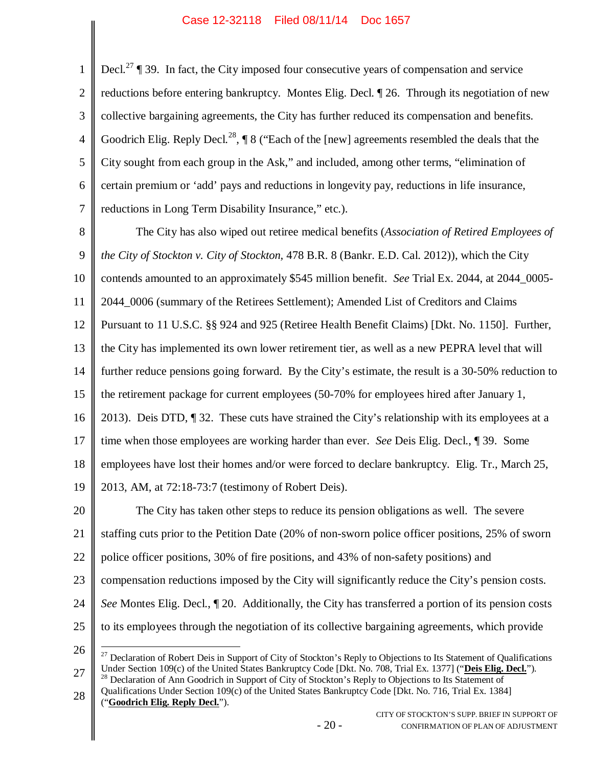Decl.[27] ¶ 39. In fact, the City imposed four consecutive years of compensation and service reductions before entering bankruptcy. Montes Elig. Decl. ¶ 26. Through its negotiation of new collective bargaining agreements, the City has further reduced its compensation and benefits. Goodrich Elig. Reply Decl.[28], ¶ 8 ("Each of the [new] agreements resembled the deals that the City sought from each group in the Ask," and included, among other terms, "elimination of certain premium or 'add' pays and reductions in longevity pay, reductions in life insurance, reductions in Long Term Disability Insurance," etc.).

The City has also wiped out retiree medical benefits (*Association of Retired Employees of the City of Stockton v. City of Stockton,* 478 B.R. 8 (Bankr. E.D. Cal. 2012)), which the City contends amounted to an approximately $545 million benefit. *See* Trial Ex. 2044, at 2044_0005-2044_0006 (summary of the Retirees Settlement); Amended List of Creditors and Claims Pursuant to 11 U.S.C. §§ 924 and 925 (Retiree Health Benefit Claims) [Dkt. No. 1150]. Further, the City has implemented its own lower retirement tier, as well as a new PEPRA level that will further reduce pensions going forward. By the City's estimate, the result is a 30-50% reduction to the retirement package for current employees (50-70% for employees hired after January 1, 2013). Deis DTD, ¶ 32. These cuts have strained the City's relationship with its employees at a time when those employees are working harder than ever. *See* Deis Elig. Decl., ¶ 39. Some employees have lost their homes and/or were forced to declare bankruptcy. Elig. Tr., March 25, 2013, AM, at 72:18-73:7 (testimony of Robert Deis).

The City has taken other steps to reduce its pension obligations as well. The severe staffing cuts prior to the Petition Date (20% of non-sworn police officer positions, 25% of sworn police officer positions, 30% of fire positions, and 43% of non-safety positions) and compensation reductions imposed by the City will significantly reduce the City's pension costs. *See* Montes Elig. Decl., ¶ 20. Additionally, the City has transferred a portion of its pension costs to its employees through the negotiation of its collective bargaining agreements, which provide

---

[27] Declaration of Robert Deis in Support of City of Stockton's Reply to Objections to Its Statement of Qualifications Under Section 109(c) of the United States Bankruptcy Code [Dkt. No. 708, Trial Ex. 1377] ("**Deis Elig. Decl.**").

[28] Declaration of Ann Goodrich in Support of City of Stockton's Reply to Objections to Its Statement of Qualifications Under Section 109(c) of the United States Bankruptcy Code [Dkt. No. 716, Trial Ex. 1384] ("**Goodrich Elig. Reply Decl.**").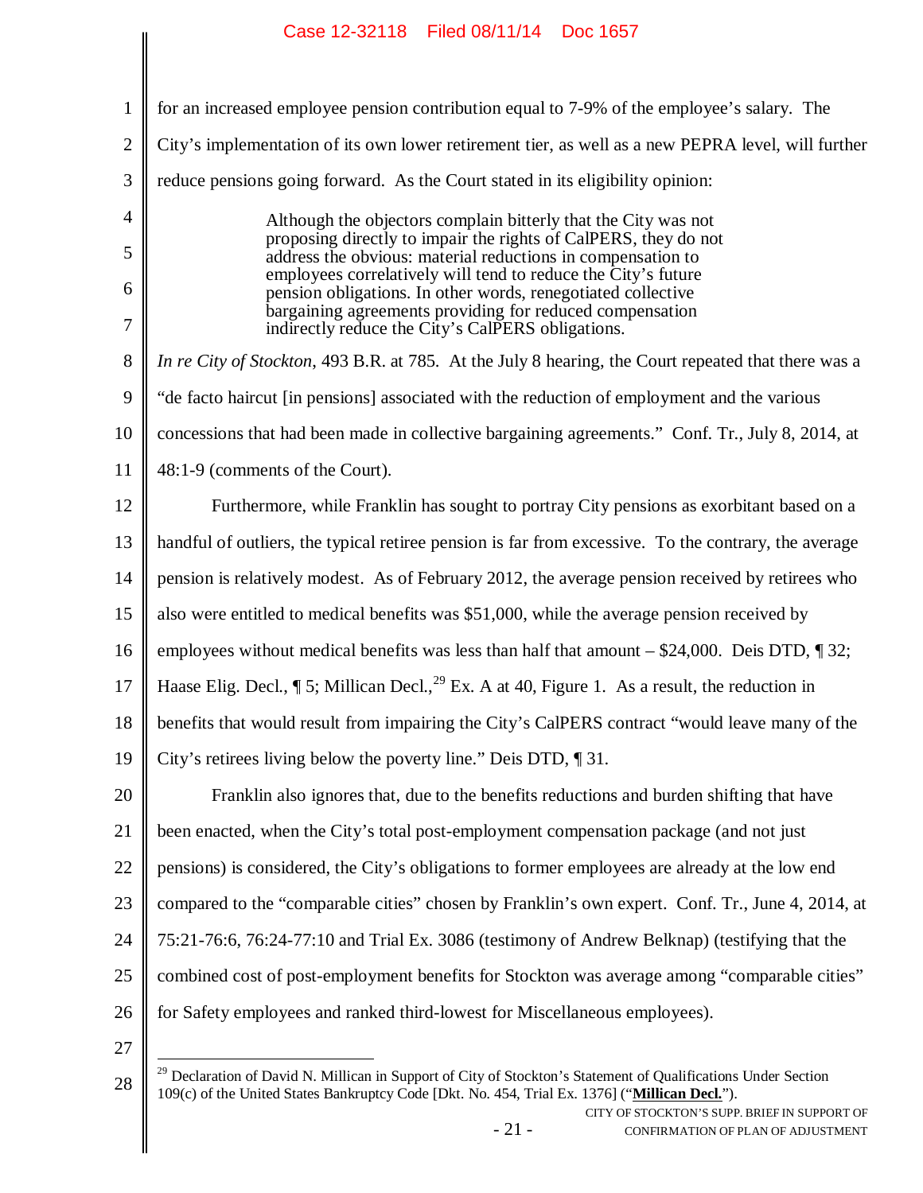for an increased employee pension contribution equal to 7-9% of the employee's salary. The City's implementation of its own lower retirement tier, as well as a new PEPRA level, will further reduce pensions going forward. As the Court stated in its eligibility opinion:

> Although the objectors complain bitterly that the City was not proposing directly to impair the rights of CalPERS, they do not address the obvious: material reductions in compensation to employees correlatively will tend to reduce the City's future pension obligations. In other words, renegotiated collective bargaining agreements providing for reduced compensation indirectly reduce the City's CalPERS obligations.

*In re City of Stockton*, 493 B.R. at 785. At the July 8 hearing, the Court repeated that there was a "de facto haircut [in pensions] associated with the reduction of employment and the various concessions that had been made in collective bargaining agreements." Conf. Tr., July 8, 2014, at 48:1-9 (comments of the Court).

Furthermore, while Franklin has sought to portray City pensions as exorbitant based on a handful of outliers, the typical retiree pension is far from excessive. To the contrary, the average pension is relatively modest. As of February 2012, the average pension received by retirees who also were entitled to medical benefits was $51,000, while the average pension received by employees without medical benefits was less than half that amount – $24,000. Deis DTD, ¶ 32; Haase Elig. Decl., ¶ 5; Millican Decl.,[29] Ex. A at 40, Figure 1. As a result, the reduction in benefits that would result from impairing the City's CalPERS contract "would leave many of the City's retirees living below the poverty line." Deis DTD, ¶ 31.

Franklin also ignores that, due to the benefits reductions and burden shifting that have been enacted, when the City's total post-employment compensation package (and not just pensions) is considered, the City's obligations to former employees are already at the low end compared to the "comparable cities" chosen by Franklin's own expert. Conf. Tr., June 4, 2014, at 75:21-76:6, 76:24-77:10 and Trial Ex. 3086 (testimony of Andrew Belknap) (testifying that the combined cost of post-employment benefits for Stockton was average among "comparable cities" for Safety employees and ranked third-lowest for Miscellaneous employees).

---

[29] Declaration of David N. Millican in Support of City of Stockton's Statement of Qualifications Under Section 109(c) of the United States Bankruptcy Code [Dkt. No. 454, Trial Ex. 1376] ("**Millican Decl.**").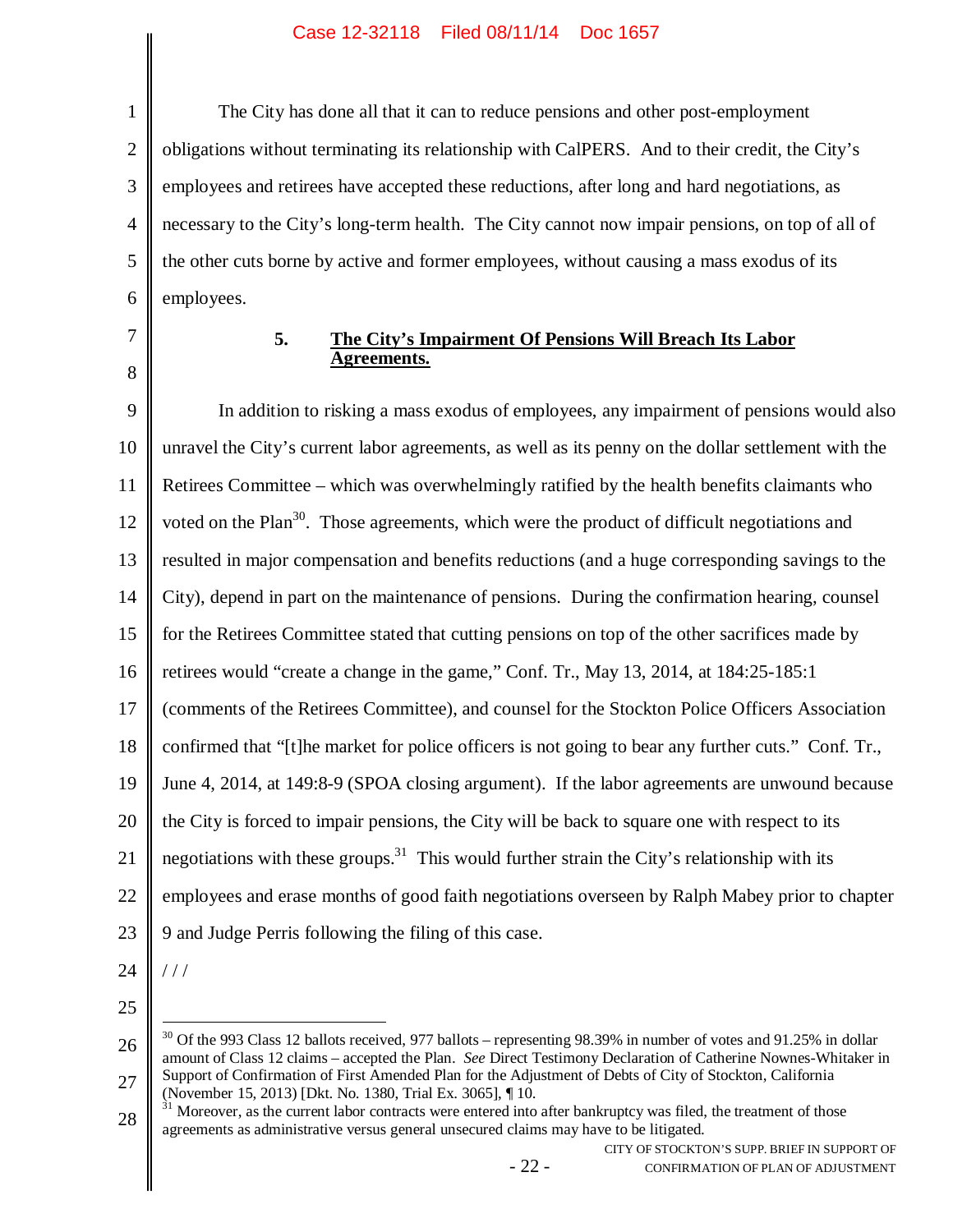The City has done all that it can to reduce pensions and other post-employment obligations without terminating its relationship with CalPERS. And to their credit, the City's employees and retirees have accepted these reductions, after long and hard negotiations, as necessary to the City's long-term health. The City cannot now impair pensions, on top of all of the other cuts borne by active and former employees, without causing a mass exodus of its employees.

### 5. The City's Impairment Of Pensions Will Breach Its Labor Agreements.

In addition to risking a mass exodus of employees, any impairment of pensions would also unravel the City's current labor agreements, as well as its penny on the dollar settlement with the Retirees Committee – which was overwhelmingly ratified by the health benefits claimants who voted on the Plan[30]. Those agreements, which were the product of difficult negotiations and resulted in major compensation and benefits reductions (and a huge corresponding savings to the City), depend in part on the maintenance of pensions. During the confirmation hearing, counsel for the Retirees Committee stated that cutting pensions on top of the other sacrifices made by retirees would "create a change in the game," Conf. Tr., May 13, 2014, at 184:25-185:1 (comments of the Retirees Committee), and counsel for the Stockton Police Officers Association confirmed that "[t]he market for police officers is not going to bear any further cuts." Conf. Tr., June 4, 2014, at 149:8-9 (SPOA closing argument). If the labor agreements are unwound because the City is forced to impair pensions, the City will be back to square one with respect to its negotiations with these groups.[31] This would further strain the City's relationship with its employees and erase months of good faith negotiations overseen by Ralph Mabey prior to chapter 9 and Judge Perris following the filing of this case.

/ / /

[30] Of the 993 Class 12 ballots received, 977 ballots – representing 98.39% in number of votes and 91.25% in dollar amount of Class 12 claims – accepted the Plan. *See* Direct Testimony Declaration of Catherine Nownes-Whitaker in Support of Confirmation of First Amended Plan for the Adjustment of Debts of City of Stockton, California (November 15, 2013) [Dkt. No. 1380, Trial Ex. 3065], ¶ 10.

[31] Moreover, as the current labor contracts were entered into after bankruptcy was filed, the treatment of those agreements as administrative versus general unsecured claims may have to be litigated.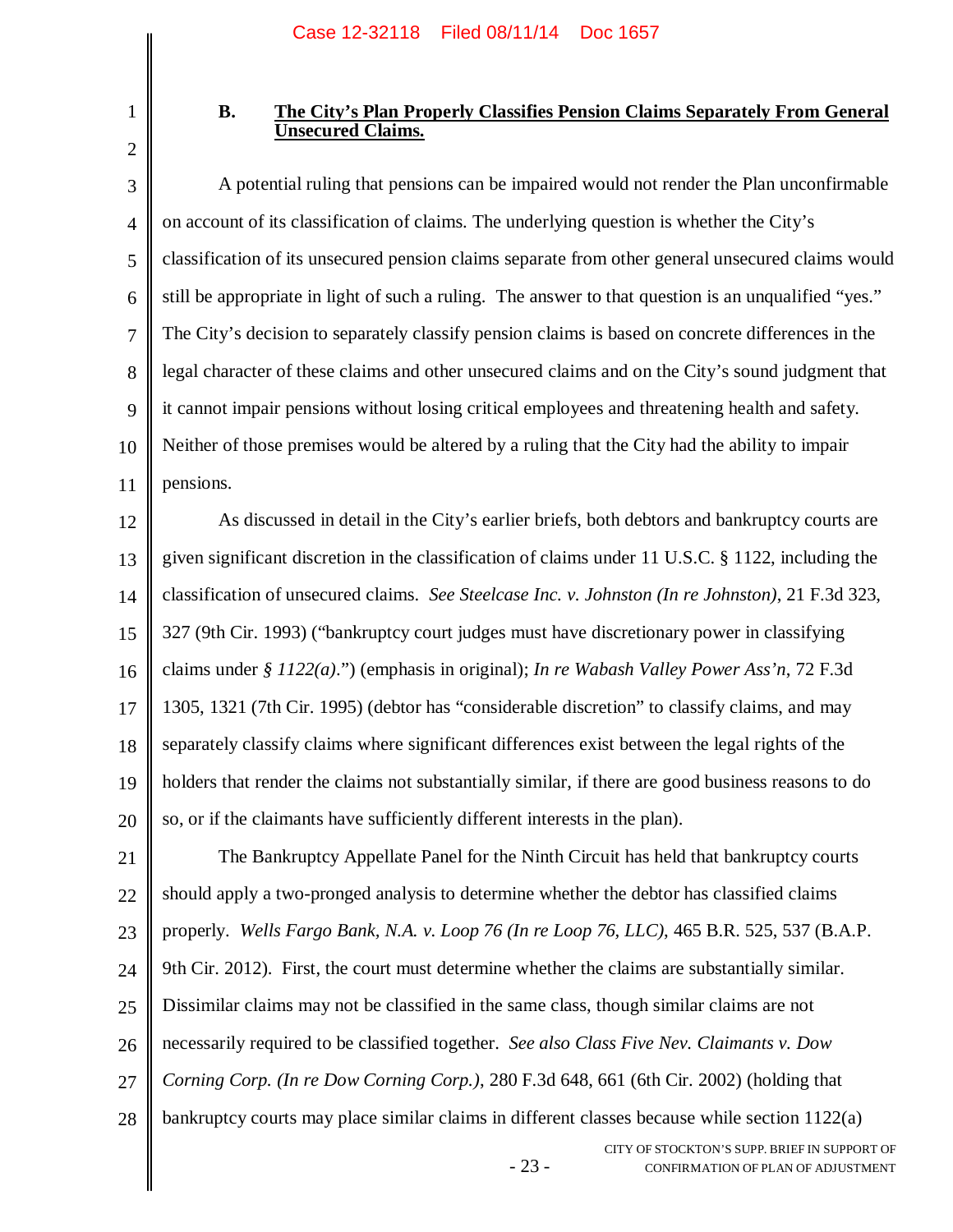### B. The City's Plan Properly Classifies Pension Claims Separately From General Unsecured Claims.

A potential ruling that pensions can be impaired would not render the Plan unconfirmable on account of its classification of claims. The underlying question is whether the City's classification of its unsecured pension claims separate from other general unsecured claims would still be appropriate in light of such a ruling. The answer to that question is an unqualified "yes." The City's decision to separately classify pension claims is based on concrete differences in the legal character of these claims and other unsecured claims and on the City's sound judgment that it cannot impair pensions without losing critical employees and threatening health and safety. Neither of those premises would be altered by a ruling that the City had the ability to impair pensions.

As discussed in detail in the City's earlier briefs, both debtors and bankruptcy courts are given significant discretion in the classification of claims under 11 U.S.C. § 1122, including the classification of unsecured claims. *See Steelcase Inc. v. Johnston (In re Johnston)*, 21 F.3d 323, 327 (9th Cir. 1993) ("bankruptcy court judges must have discretionary power in classifying claims under *§ 1122(a)*.") (emphasis in original); *In re Wabash Valley Power Ass'n*, 72 F.3d 1305, 1321 (7th Cir. 1995) (debtor has "considerable discretion" to classify claims, and may separately classify claims where significant differences exist between the legal rights of the holders that render the claims not substantially similar, if there are good business reasons to do so, or if the claimants have sufficiently different interests in the plan).

The Bankruptcy Appellate Panel for the Ninth Circuit has held that bankruptcy courts should apply a two-pronged analysis to determine whether the debtor has classified claims properly. *Wells Fargo Bank, N.A. v. Loop 76 (In re Loop 76, LLC)*, 465 B.R. 525, 537 (B.A.P. 9th Cir. 2012). First, the court must determine whether the claims are substantially similar. Dissimilar claims may not be classified in the same class, though similar claims are not necessarily required to be classified together. *See also Class Five Nev. Claimants v. Dow Corning Corp. (In re Dow Corning Corp.)*, 280 F.3d 648, 661 (6th Cir. 2002) (holding that bankruptcy courts may place similar claims in different classes because while section 1122(a)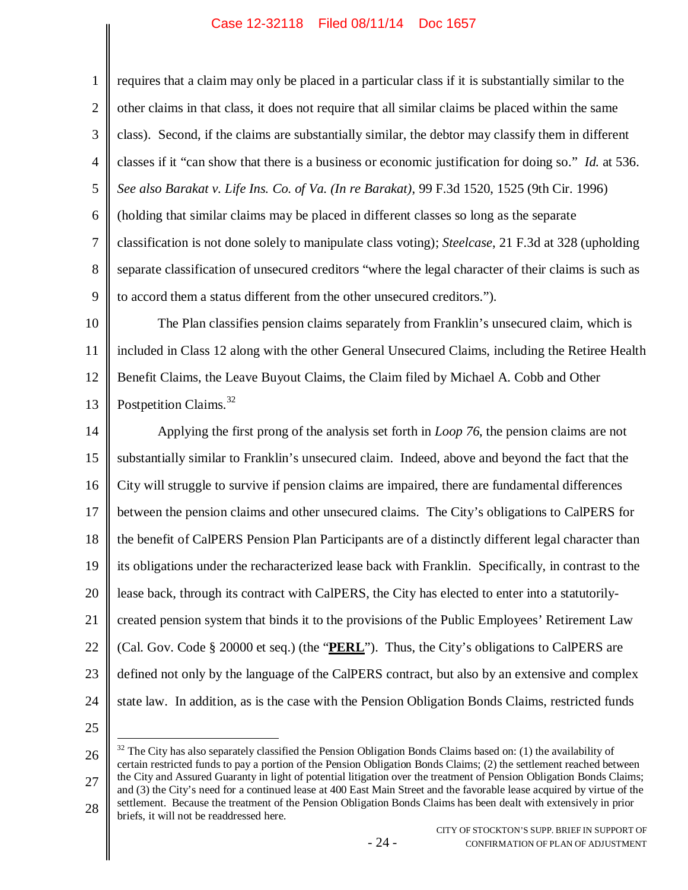requires that a claim may only be placed in a particular class if it is substantially similar to the other claims in that class, it does not require that all similar claims be placed within the same class). Second, if the claims are substantially similar, the debtor may classify them in different classes if it "can show that there is a business or economic justification for doing so." *Id.* at 536. *See also Barakat v. Life Ins. Co. of Va. (In re Barakat)*, 99 F.3d 1520, 1525 (9th Cir. 1996) (holding that similar claims may be placed in different classes so long as the separate classification is not done solely to manipulate class voting); *Steelcase*, 21 F.3d at 328 (upholding separate classification of unsecured creditors "where the legal character of their claims is such as to accord them a status different from the other unsecured creditors.").

The Plan classifies pension claims separately from Franklin's unsecured claim, which is included in Class 12 along with the other General Unsecured Claims, including the Retiree Health Benefit Claims, the Leave Buyout Claims, the Claim filed by Michael A. Cobb and Other Postpetition Claims.[32]

Applying the first prong of the analysis set forth in *Loop 76*, the pension claims are not substantially similar to Franklin's unsecured claim. Indeed, above and beyond the fact that the City will struggle to survive if pension claims are impaired, there are fundamental differences between the pension claims and other unsecured claims. The City's obligations to CalPERS for the benefit of CalPERS Pension Plan Participants are of a distinctly different legal character than its obligations under the recharacterized lease back with Franklin. Specifically, in contrast to the lease back, through its contract with CalPERS, the City has elected to enter into a statutorily-created pension system that binds it to the provisions of the Public Employees' Retirement Law (Cal. Gov. Code § 20000 et seq.) (the "**PERL**"). Thus, the City's obligations to CalPERS are defined not only by the language of the CalPERS contract, but also by an extensive and complex state law. In addition, as is the case with the Pension Obligation Bonds Claims, restricted funds

[32] The City has also separately classified the Pension Obligation Bonds Claims based on: (1) the availability of certain restricted funds to pay a portion of the Pension Obligation Bonds Claims; (2) the settlement reached between the City and Assured Guaranty in light of potential litigation over the treatment of Pension Obligation Bonds Claims; and (3) the City's need for a continued lease at 400 East Main Street and the favorable lease acquired by virtue of the settlement. Because the treatment of the Pension Obligation Bonds Claims has been dealt with extensively in prior briefs, it will not be readdressed here.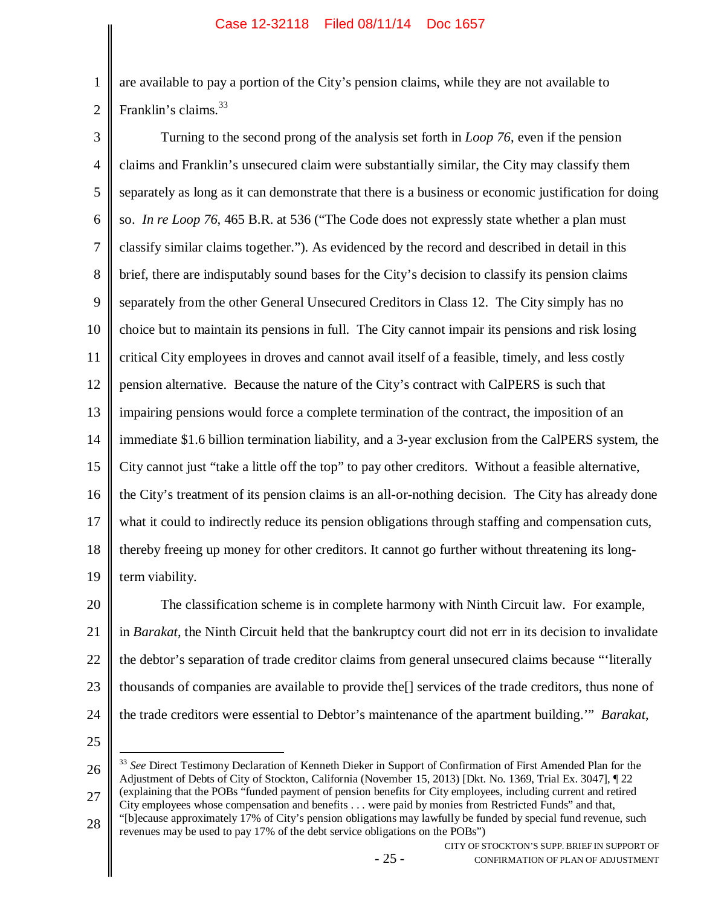are available to pay a portion of the City's pension claims, while they are not available to Franklin's claims.[33]

Turning to the second prong of the analysis set forth in *Loop 76*, even if the pension claims and Franklin's unsecured claim were substantially similar, the City may classify them separately as long as it can demonstrate that there is a business or economic justification for doing so. *In re Loop 76*, 465 B.R. at 536 ("The Code does not expressly state whether a plan must classify similar claims together."). As evidenced by the record and described in detail in this brief, there are indisputably sound bases for the City's decision to classify its pension claims separately from the other General Unsecured Creditors in Class 12. The City simply has no choice but to maintain its pensions in full. The City cannot impair its pensions and risk losing critical City employees in droves and cannot avail itself of a feasible, timely, and less costly pension alternative. Because the nature of the City's contract with CalPERS is such that impairing pensions would force a complete termination of the contract, the imposition of an immediate $1.6 billion termination liability, and a 3-year exclusion from the CalPERS system, the City cannot just "take a little off the top" to pay other creditors. Without a feasible alternative, the City's treatment of its pension claims is an all-or-nothing decision. The City has already done what it could to indirectly reduce its pension obligations through staffing and compensation cuts, thereby freeing up money for other creditors. It cannot go further without threatening its long-term viability.

The classification scheme is in complete harmony with Ninth Circuit law. For example, in *Barakat*, the Ninth Circuit held that the bankruptcy court did not err in its decision to invalidate the debtor's separation of trade creditor claims from general unsecured claims because "'literally thousands of companies are available to provide the[] services of the trade creditors, thus none of the trade creditors were essential to Debtor's maintenance of the apartment building.'" *Barakat*,

---

[33] *See* Direct Testimony Declaration of Kenneth Dieker in Support of Confirmation of First Amended Plan for the Adjustment of Debts of City of Stockton, California (November 15, 2013) [Dkt. No. 1369, Trial Ex. 3047], ¶ 22 (explaining that the POBs "funded payment of pension benefits for City employees, including current and retired City employees whose compensation and benefits . . . were paid by monies from Restricted Funds" and that, "[b]ecause approximately 17% of City's pension obligations may lawfully be funded by special fund revenue, such revenues may be used to pay 17% of the debt service obligations on the POBs")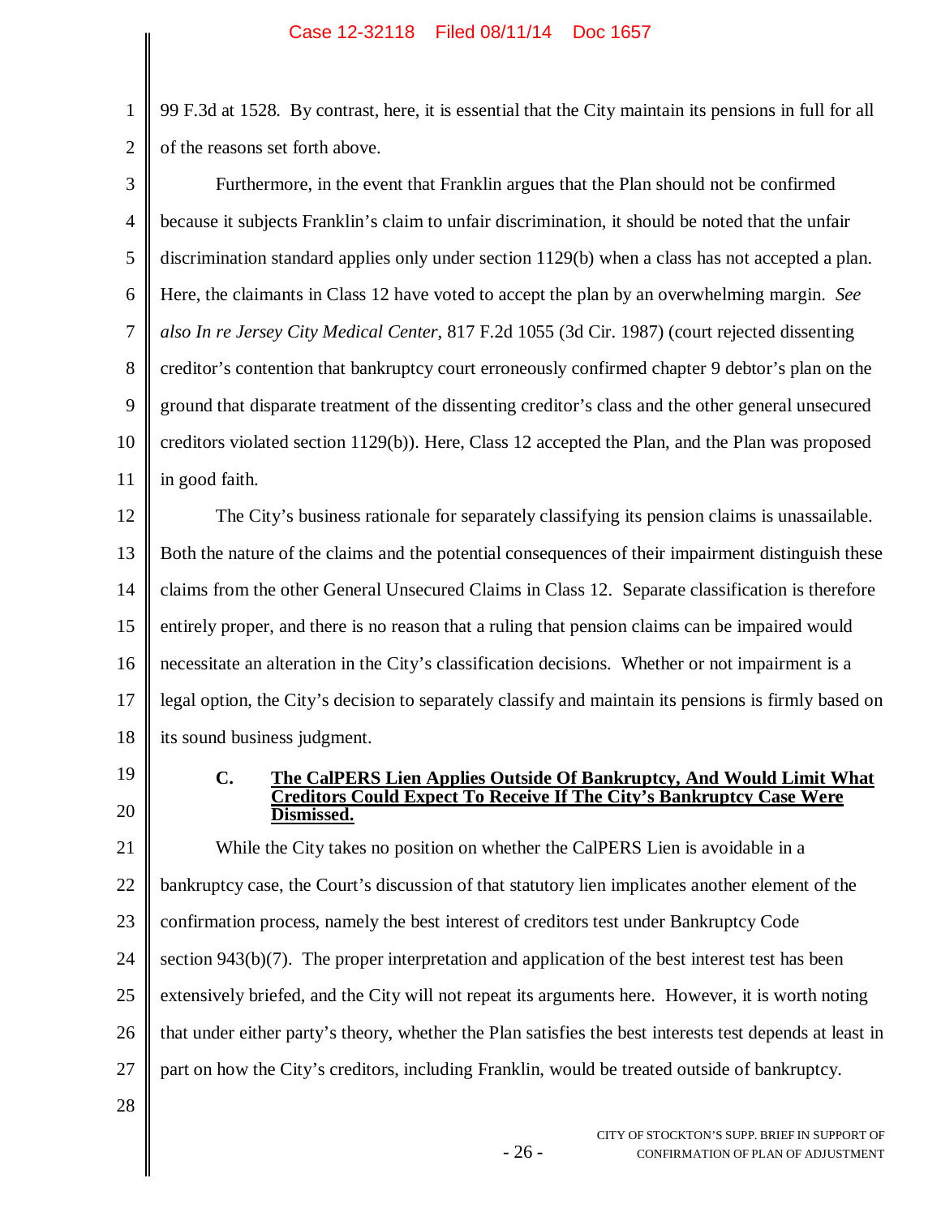99 F.3d at 1528. By contrast, here, it is essential that the City maintain its pensions in full for all of the reasons set forth above.

Furthermore, in the event that Franklin argues that the Plan should not be confirmed because it subjects Franklin's claim to unfair discrimination, it should be noted that the unfair discrimination standard applies only under section 1129(b) when a class has not accepted a plan. Here, the claimants in Class 12 have voted to accept the plan by an overwhelming margin. *See also In re Jersey City Medical Center*, 817 F.2d 1055 (3d Cir. 1987) (court rejected dissenting creditor's contention that bankruptcy court erroneously confirmed chapter 9 debtor's plan on the ground that disparate treatment of the dissenting creditor's class and the other general unsecured creditors violated section 1129(b)). Here, Class 12 accepted the Plan, and the Plan was proposed in good faith.

The City's business rationale for separately classifying its pension claims is unassailable. Both the nature of the claims and the potential consequences of their impairment distinguish these claims from the other General Unsecured Claims in Class 12. Separate classification is therefore entirely proper, and there is no reason that a ruling that pension claims can be impaired would necessitate an alteration in the City's classification decisions. Whether or not impairment is a legal option, the City's decision to separately classify and maintain its pensions is firmly based on its sound business judgment.

### C. The CalPERS Lien Applies Outside Of Bankruptcy, And Would Limit What Creditors Could Expect To Receive If The City's Bankruptcy Case Were Dismissed.

While the City takes no position on whether the CalPERS Lien is avoidable in a bankruptcy case, the Court's discussion of that statutory lien implicates another element of the confirmation process, namely the best interest of creditors test under Bankruptcy Code section 943(b)(7). The proper interpretation and application of the best interest test has been extensively briefed, and the City will not repeat its arguments here. However, it is worth noting that under either party's theory, whether the Plan satisfies the best interests test depends at least in part on how the City's creditors, including Franklin, would be treated outside of bankruptcy.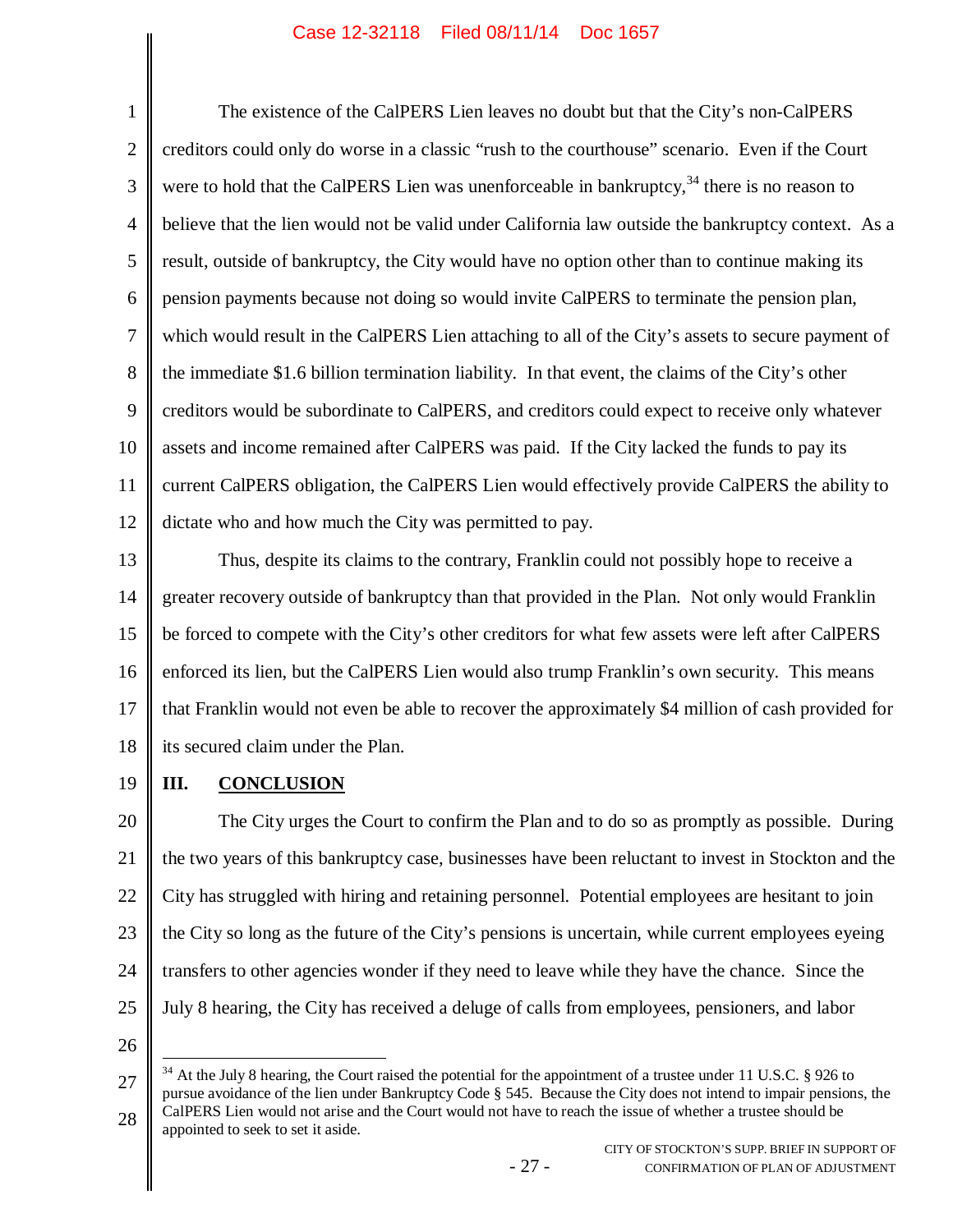The existence of the CalPERS Lien leaves no doubt but that the City's non-CalPERS creditors could only do worse in a classic "rush to the courthouse" scenario. Even if the Court were to hold that the CalPERS Lien was unenforceable in bankruptcy,[34] there is no reason to believe that the lien would not be valid under California law outside the bankruptcy context. As a result, outside of bankruptcy, the City would have no option other than to continue making its pension payments because not doing so would invite CalPERS to terminate the pension plan, which would result in the CalPERS Lien attaching to all of the City's assets to secure payment of the immediate $1.6 billion termination liability. In that event, the claims of the City's other creditors would be subordinate to CalPERS, and creditors could expect to receive only whatever assets and income remained after CalPERS was paid. If the City lacked the funds to pay its current CalPERS obligation, the CalPERS Lien would effectively provide CalPERS the ability to dictate who and how much the City was permitted to pay.

Thus, despite its claims to the contrary, Franklin could not possibly hope to receive a greater recovery outside of bankruptcy than that provided in the Plan. Not only would Franklin be forced to compete with the City's other creditors for what few assets were left after CalPERS enforced its lien, but the CalPERS Lien would also trump Franklin's own security. This means that Franklin would not even be able to recover the approximately $4 million of cash provided for its secured claim under the Plan.

## III. CONCLUSION

The City urges the Court to confirm the Plan and to do so as promptly as possible. During the two years of this bankruptcy case, businesses have been reluctant to invest in Stockton and the City has struggled with hiring and retaining personnel. Potential employees are hesitant to join the City so long as the future of the City's pensions is uncertain, while current employees eyeing transfers to other agencies wonder if they need to leave while they have the chance. Since the July 8 hearing, the City has received a deluge of calls from employees, pensioners, and labor

---

[34] At the July 8 hearing, the Court raised the potential for the appointment of a trustee under 11 U.S.C. § 926 to pursue avoidance of the lien under Bankruptcy Code § 545. Because the City does not intend to impair pensions, the CalPERS Lien would not arise and the Court would not have to reach the issue of whether a trustee should be appointed to seek to set it aside.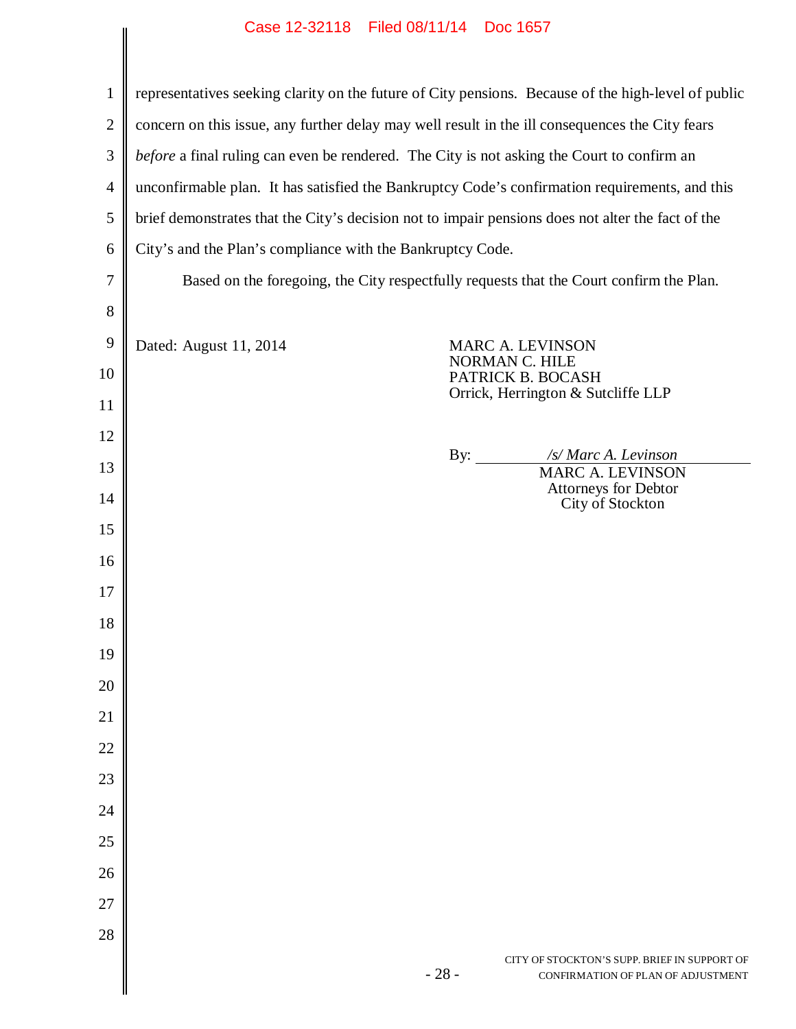representatives seeking clarity on the future of City pensions. Because of the high-level of public concern on this issue, any further delay may well result in the ill consequences the City fears *before* a final ruling can even be rendered. The City is not asking the Court to confirm an unconfirmable plan. It has satisfied the Bankruptcy Code's confirmation requirements, and this brief demonstrates that the City's decision not to impair pensions does not alter the fact of the City's and the Plan's compliance with the Bankruptcy Code.

Based on the foregoing, the City respectfully requests that the Court confirm the Plan.

Dated: August 11, 2014

MARC A. LEVINSON
NORMAN C. HILE
PATRICK B. BOCASH
Orrick, Herrington & Sutcliffe LLP

By: */s/ Marc A. Levinson*
MARC A. LEVINSON
Attorneys for Debtor
City of Stockton